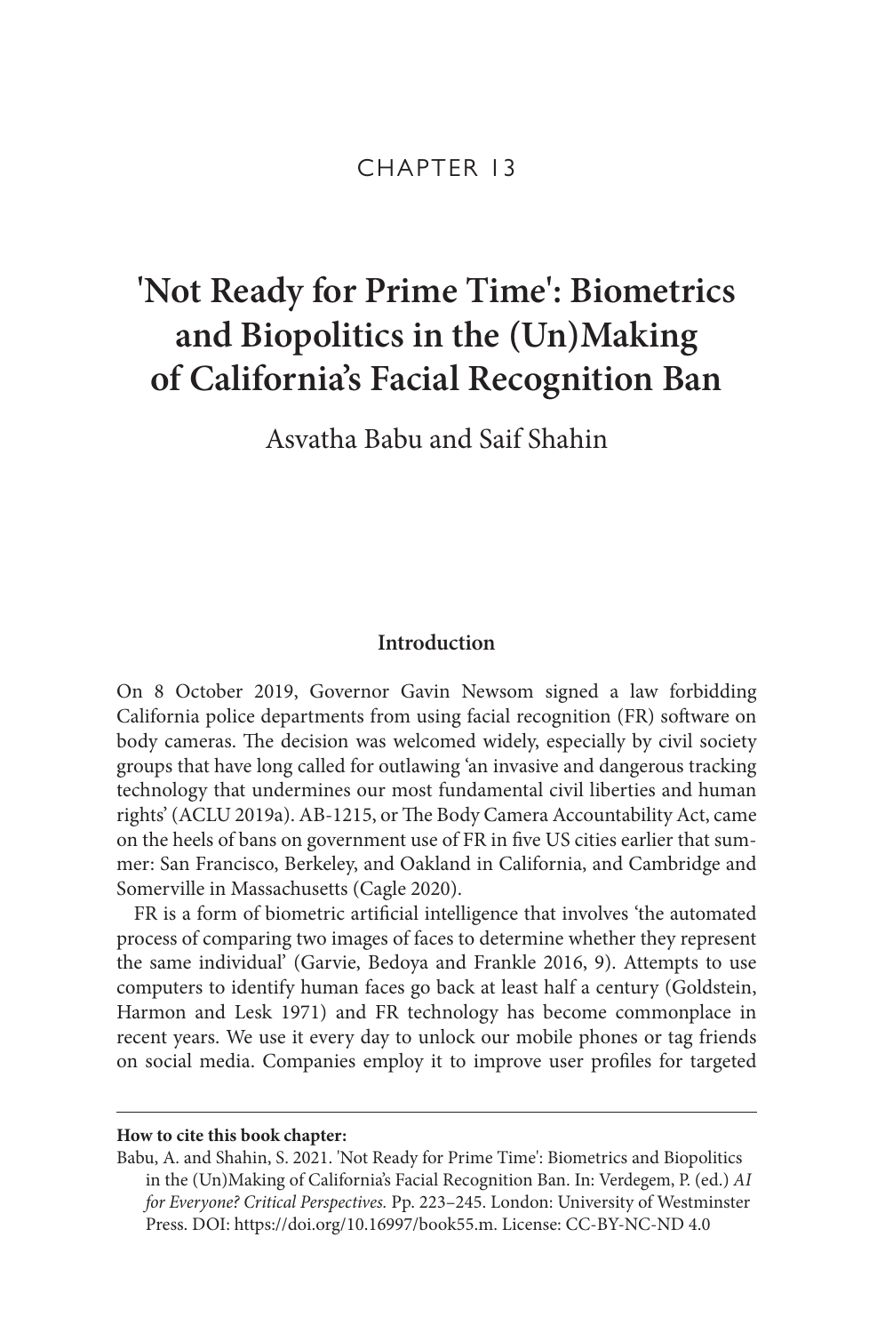CHAPTER 13

# 'Not Ready for Prime Time': Biometrics and Biopolitics in the (Un)Making of California's Facial Recognition Ban

Asvatha Babu and Saif Shahin

## Introduction

On 8 October 2019, Governor Gavin Newsom signed a law forbidding California police departments from using facial recognition (FR) software on body cameras. The decision was welcomed widely, especially by civil society groups that have long called for outlawing 'an invasive and dangerous tracking technology that undermines our most fundamental civil liberties and human rights' (ACLU 2019a). AB-1215, or The Body Camera Accountability Act, came on the heels of bans on government use of FR in five US cities earlier that summer: San Francisco, Berkeley, and Oakland in California, and Cambridge and Somerville in Massachusetts (Cagle 2020).

FR is a form of biometric artificial intelligence that involves 'the automated process of comparing two images of faces to determine whether they represent the same individual' (Garvie, Bedoya and Frankle 2016, 9). Attempts to use computers to identify human faces go back at least half a century (Goldstein, Harmon and Lesk 1971) and FR technology has become commonplace in recent years. We use it every day to unlock our mobile phones or tag friends on social media. Companies employ it to improve user profiles for targeted

**How to cite this book chapter:**

Babu, A. and Shahin, S. 2021. 'Not Ready for Prime Time': Biometrics and Biopolitics in the (Un)Making of California's Facial Recognition Ban. In: Verdegem, P. (ed.) *AI for Everyone? Critical Perspectives.* Pp. 223–245. London: University of Westminster Press. DOI: https://doi.org/10.16997/book55.m. License: CC-BY-NC-ND 4.0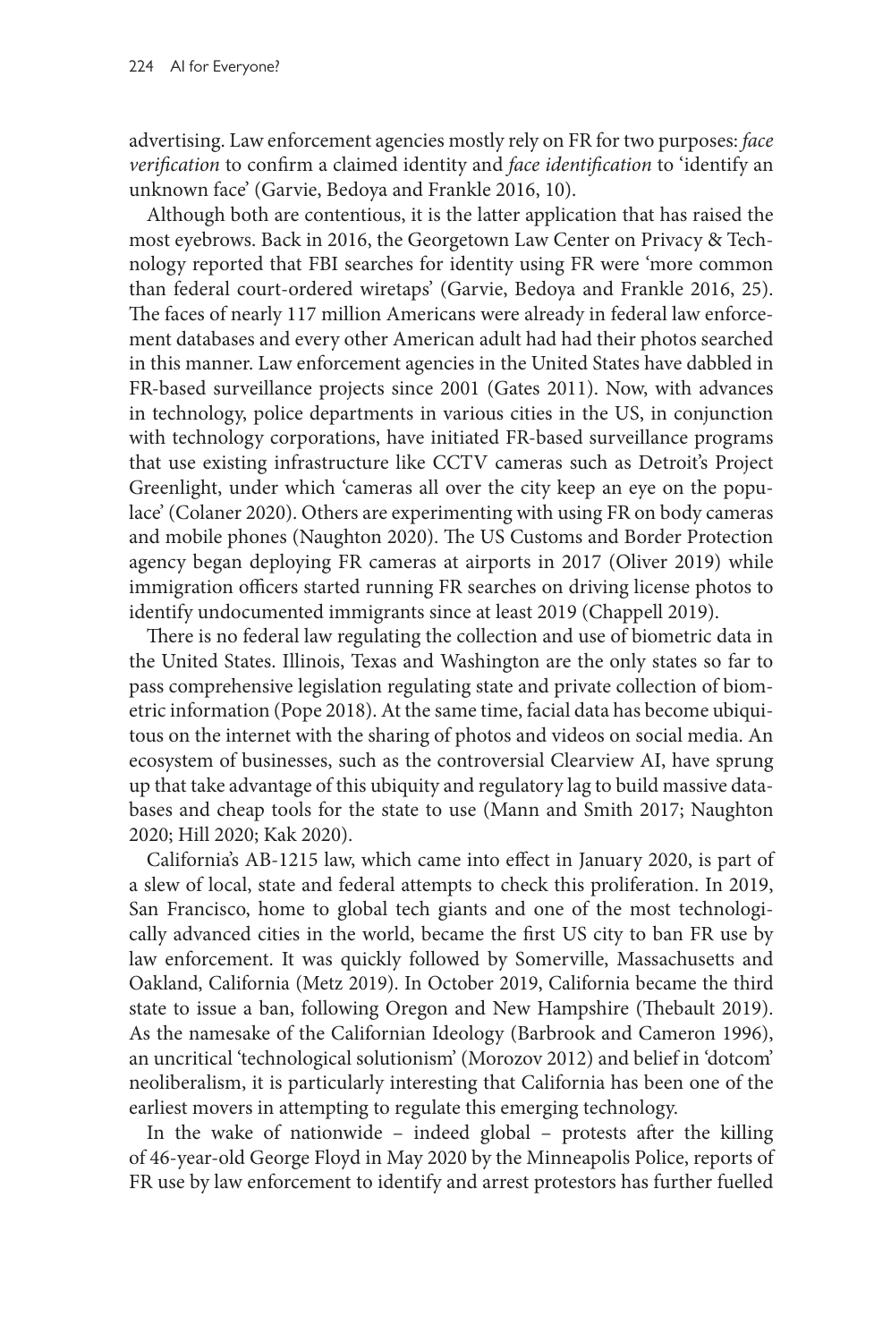advertising. Law enforcement agencies mostly rely on FR for two purposes: *face verification* to confirm a claimed identity and *face identification* to 'identify an unknown face' (Garvie, Bedoya and Frankle 2016, 10).

Although both are contentious, it is the latter application that has raised the most eyebrows. Back in 2016, the Georgetown Law Center on Privacy & Technology reported that FBI searches for identity using FR were 'more common than federal court-ordered wiretaps' (Garvie, Bedoya and Frankle 2016, 25). The faces of nearly 117 million Americans were already in federal law enforcement databases and every other American adult had had their photos searched in this manner. Law enforcement agencies in the United States have dabbled in FR-based surveillance projects since 2001 (Gates 2011). Now, with advances in technology, police departments in various cities in the US, in conjunction with technology corporations, have initiated FR-based surveillance programs that use existing infrastructure like CCTV cameras such as Detroit's Project Greenlight, under which 'cameras all over the city keep an eye on the populace' (Colaner 2020). Others are experimenting with using FR on body cameras and mobile phones (Naughton 2020). The US Customs and Border Protection agency began deploying FR cameras at airports in 2017 (Oliver 2019) while immigration officers started running FR searches on driving license photos to identify undocumented immigrants since at least 2019 (Chappell 2019).

There is no federal law regulating the collection and use of biometric data in the United States. Illinois, Texas and Washington are the only states so far to pass comprehensive legislation regulating state and private collection of biometric information (Pope 2018). At the same time, facial data has become ubiquitous on the internet with the sharing of photos and videos on social media. An ecosystem of businesses, such as the controversial Clearview AI, have sprung up that take advantage of this ubiquity and regulatory lag to build massive databases and cheap tools for the state to use (Mann and Smith 2017; Naughton 2020; Hill 2020; Kak 2020).

California's AB-1215 law, which came into effect in January 2020, is part of a slew of local, state and federal attempts to check this proliferation. In 2019, San Francisco, home to global tech giants and one of the most technologically advanced cities in the world, became the first US city to ban FR use by law enforcement. It was quickly followed by Somerville, Massachusetts and Oakland, California (Metz 2019). In October 2019, California became the third state to issue a ban, following Oregon and New Hampshire (Thebault 2019). As the namesake of the Californian Ideology (Barbrook and Cameron 1996), an uncritical 'technological solutionism' (Morozov 2012) and belief in 'dotcom' neoliberalism, it is particularly interesting that California has been one of the earliest movers in attempting to regulate this emerging technology.

In the wake of nationwide – indeed global – protests after the killing of 46-year-old George Floyd in May 2020 by the Minneapolis Police, reports of FR use by law enforcement to identify and arrest protestors has further fuelled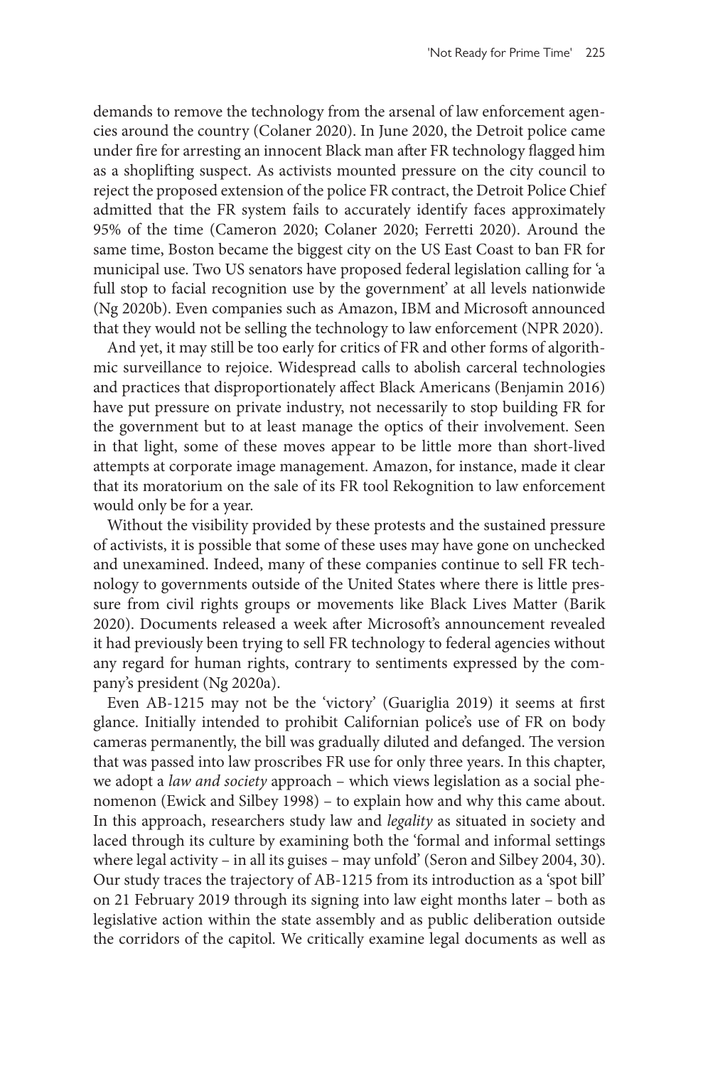demands to remove the technology from the arsenal of law enforcement agencies around the country (Colaner 2020). In June 2020, the Detroit police came under fire for arresting an innocent Black man after FR technology flagged him as a shoplifting suspect. As activists mounted pressure on the city council to reject the proposed extension of the police FR contract, the Detroit Police Chief admitted that the FR system fails to accurately identify faces approximately 95% of the time (Cameron 2020; Colaner 2020; Ferretti 2020). Around the same time, Boston became the biggest city on the US East Coast to ban FR for municipal use. Two US senators have proposed federal legislation calling for 'a full stop to facial recognition use by the government' at all levels nationwide (Ng 2020b). Even companies such as Amazon, IBM and Microsoft announced that they would not be selling the technology to law enforcement (NPR 2020).

And yet, it may still be too early for critics of FR and other forms of algorithmic surveillance to rejoice. Widespread calls to abolish carceral technologies and practices that disproportionately affect Black Americans (Benjamin 2016) have put pressure on private industry, not necessarily to stop building FR for the government but to at least manage the optics of their involvement. Seen in that light, some of these moves appear to be little more than short-lived attempts at corporate image management. Amazon, for instance, made it clear that its moratorium on the sale of its FR tool Rekognition to law enforcement would only be for a year.

Without the visibility provided by these protests and the sustained pressure of activists, it is possible that some of these uses may have gone on unchecked and unexamined. Indeed, many of these companies continue to sell FR technology to governments outside of the United States where there is little pressure from civil rights groups or movements like Black Lives Matter (Barik 2020). Documents released a week after Microsoft's announcement revealed it had previously been trying to sell FR technology to federal agencies without any regard for human rights, contrary to sentiments expressed by the company's president (Ng 2020a).

Even AB-1215 may not be the 'victory' (Guariglia 2019) it seems at first glance. Initially intended to prohibit Californian police's use of FR on body cameras permanently, the bill was gradually diluted and defanged. The version that was passed into law proscribes FR use for only three years. In this chapter, we adopt a *law and society* approach – which views legislation as a social phenomenon (Ewick and Silbey 1998) – to explain how and why this came about. In this approach, researchers study law and *legality* as situated in society and laced through its culture by examining both the 'formal and informal settings where legal activity – in all its guises – may unfold' (Seron and Silbey 2004, 30). Our study traces the trajectory of AB-1215 from its introduction as a 'spot bill' on 21 February 2019 through its signing into law eight months later – both as legislative action within the state assembly and as public deliberation outside the corridors of the capitol. We critically examine legal documents as well as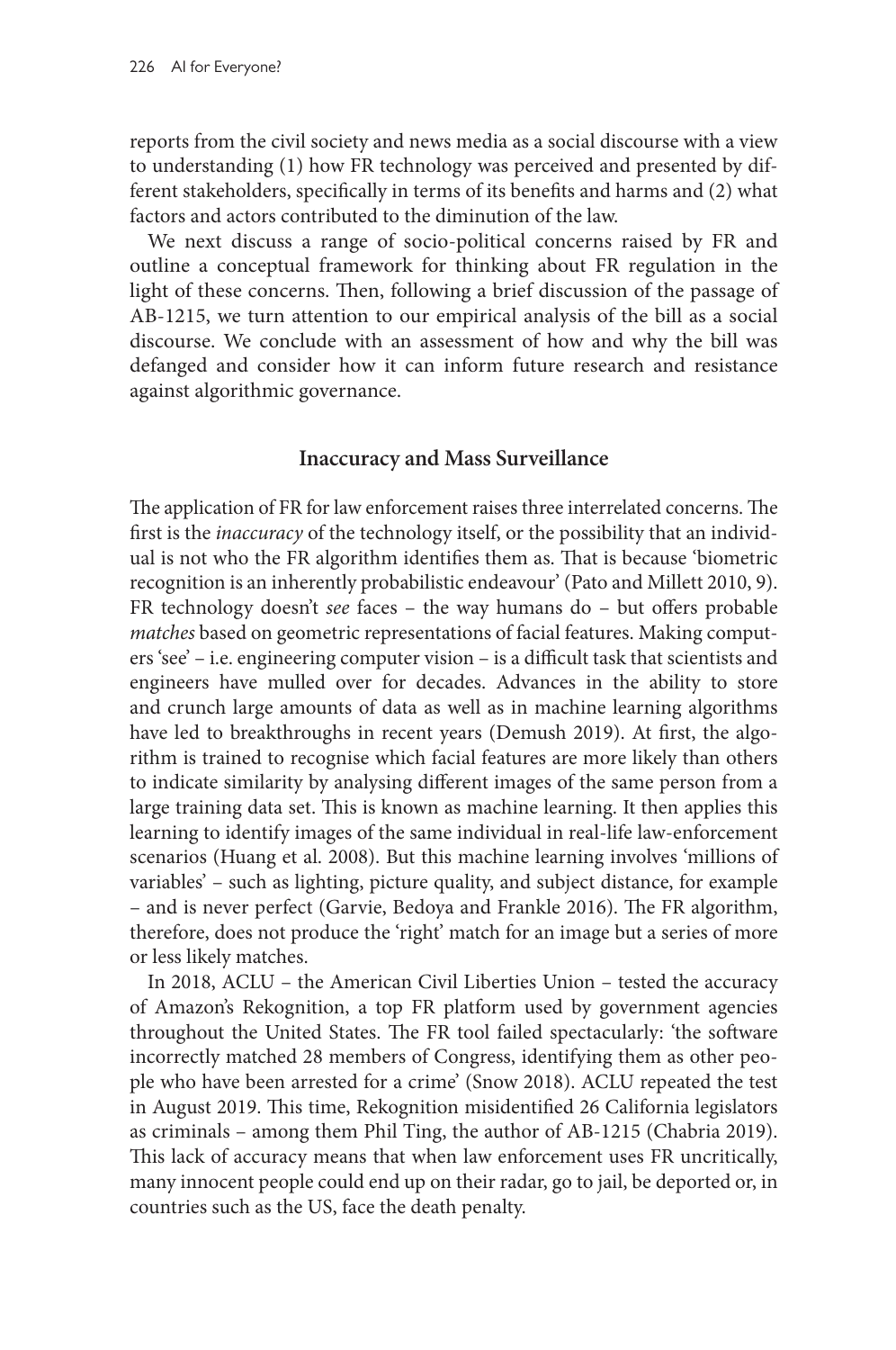reports from the civil society and news media as a social discourse with a view to understanding (1) how FR technology was perceived and presented by different stakeholders, specifically in terms of its benefits and harms and (2) what factors and actors contributed to the diminution of the law.

We next discuss a range of socio-political concerns raised by FR and outline a conceptual framework for thinking about FR regulation in the light of these concerns. Then, following a brief discussion of the passage of AB-1215, we turn attention to our empirical analysis of the bill as a social discourse. We conclude with an assessment of how and why the bill was defanged and consider how it can inform future research and resistance against algorithmic governance.

## Inaccuracy and Mass Surveillance

The application of FR for law enforcement raises three interrelated concerns. The first is the *inaccuracy* of the technology itself, or the possibility that an individual is not who the FR algorithm identifies them as. That is because 'biometric recognition is an inherently probabilistic endeavour' (Pato and Millett 2010, 9). FR technology doesn't *see* faces – the way humans do – but offers probable *matches* based on geometric representations of facial features. Making computers 'see' – i.e. engineering computer vision – is a difficult task that scientists and engineers have mulled over for decades. Advances in the ability to store and crunch large amounts of data as well as in machine learning algorithms have led to breakthroughs in recent years (Demush 2019). At first, the algorithm is trained to recognise which facial features are more likely than others to indicate similarity by analysing different images of the same person from a large training data set. This is known as machine learning. It then applies this learning to identify images of the same individual in real-life law-enforcement scenarios (Huang et al. 2008). But this machine learning involves 'millions of variables' – such as lighting, picture quality, and subject distance, for example – and is never perfect (Garvie, Bedoya and Frankle 2016). The FR algorithm, therefore, does not produce the 'right' match for an image but a series of more or less likely matches.

In 2018, ACLU – the American Civil Liberties Union – tested the accuracy of Amazon's Rekognition, a top FR platform used by government agencies throughout the United States. The FR tool failed spectacularly: 'the software incorrectly matched 28 members of Congress, identifying them as other people who have been arrested for a crime' (Snow 2018). ACLU repeated the test in August 2019. This time, Rekognition misidentified 26 California legislators as criminals – among them Phil Ting, the author of AB-1215 (Chabria 2019). This lack of accuracy means that when law enforcement uses FR uncritically, many innocent people could end up on their radar, go to jail, be deported or, in countries such as the US, face the death penalty.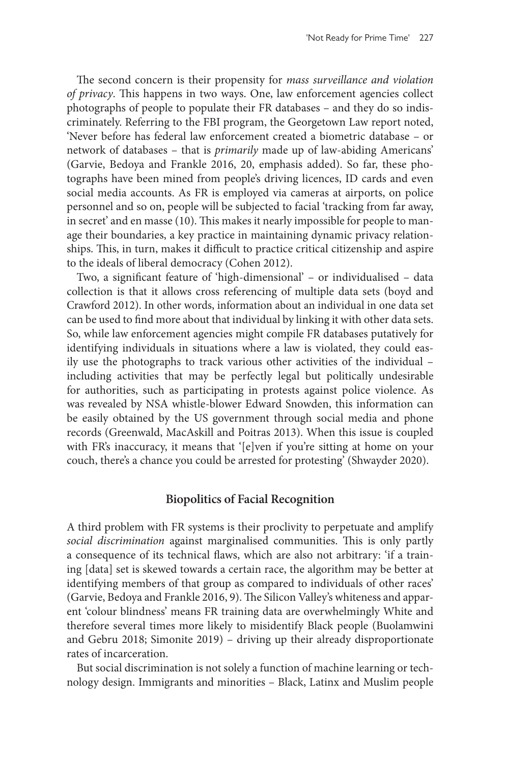The second concern is their propensity for *mass surveillance and violation of privacy*. This happens in two ways. One, law enforcement agencies collect photographs of people to populate their FR databases – and they do so indiscriminately. Referring to the FBI program, the Georgetown Law report noted, 'Never before has federal law enforcement created a biometric database – or network of databases – that is *primarily* made up of law-abiding Americans' (Garvie, Bedoya and Frankle 2016, 20, emphasis added). So far, these photographs have been mined from people's driving licences, ID cards and even social media accounts. As FR is employed via cameras at airports, on police personnel and so on, people will be subjected to facial 'tracking from far away, in secret' and en masse (10). This makes it nearly impossible for people to manage their boundaries, a key practice in maintaining dynamic privacy relationships. This, in turn, makes it difficult to practice critical citizenship and aspire to the ideals of liberal democracy (Cohen 2012).

Two, a significant feature of 'high-dimensional' – or individualised – data collection is that it allows cross referencing of multiple data sets (boyd and Crawford 2012). In other words, information about an individual in one data set can be used to find more about that individual by linking it with other data sets. So, while law enforcement agencies might compile FR databases putatively for identifying individuals in situations where a law is violated, they could easily use the photographs to track various other activities of the individual – including activities that may be perfectly legal but politically undesirable for authorities, such as participating in protests against police violence. As was revealed by NSA whistle-blower Edward Snowden, this information can be easily obtained by the US government through social media and phone records (Greenwald, MacAskill and Poitras 2013). When this issue is coupled with FR's inaccuracy, it means that '[e]ven if you're sitting at home on your couch, there's a chance you could be arrested for protesting' (Shwayder 2020).

## Biopolitics of Facial Recognition

A third problem with FR systems is their proclivity to perpetuate and amplify *social discrimination* against marginalised communities. This is only partly a consequence of its technical flaws, which are also not arbitrary: 'if a training [data] set is skewed towards a certain race, the algorithm may be better at identifying members of that group as compared to individuals of other races' (Garvie, Bedoya and Frankle 2016, 9). The Silicon Valley's whiteness and apparent 'colour blindness' means FR training data are overwhelmingly White and therefore several times more likely to misidentify Black people (Buolamwini and Gebru 2018; Simonite 2019) – driving up their already disproportionate rates of incarceration.

But social discrimination is not solely a function of machine learning or technology design. Immigrants and minorities – Black, Latinx and Muslim people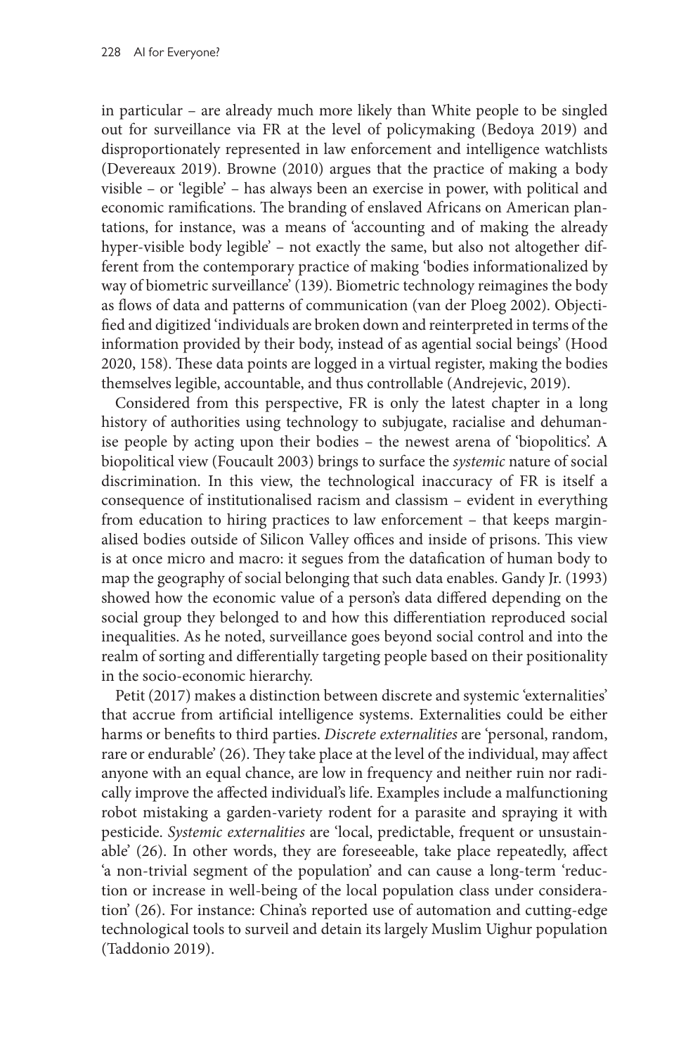in particular – are already much more likely than White people to be singled out for surveillance via FR at the level of policymaking (Bedoya 2019) and disproportionately represented in law enforcement and intelligence watchlists (Devereaux 2019). Browne (2010) argues that the practice of making a body visible – or 'legible' – has always been an exercise in power, with political and economic ramifications. The branding of enslaved Africans on American plantations, for instance, was a means of 'accounting and of making the already hyper-visible body legible' – not exactly the same, but also not altogether different from the contemporary practice of making 'bodies informationalized by way of biometric surveillance' (139). Biometric technology reimagines the body as flows of data and patterns of communication (van der Ploeg 2002). Objectified and digitized 'individuals are broken down and reinterpreted in terms of the information provided by their body, instead of as agential social beings' (Hood 2020, 158). These data points are logged in a virtual register, making the bodies themselves legible, accountable, and thus controllable (Andrejevic, 2019).

Considered from this perspective, FR is only the latest chapter in a long history of authorities using technology to subjugate, racialise and dehumanise people by acting upon their bodies – the newest arena of 'biopolitics'. A biopolitical view (Foucault 2003) brings to surface the *systemic* nature of social discrimination. In this view, the technological inaccuracy of FR is itself a consequence of institutionalised racism and classism – evident in everything from education to hiring practices to law enforcement – that keeps marginalised bodies outside of Silicon Valley offices and inside of prisons. This view is at once micro and macro: it segues from the datafication of human body to map the geography of social belonging that such data enables. Gandy Jr. (1993) showed how the economic value of a person's data differed depending on the social group they belonged to and how this differentiation reproduced social inequalities. As he noted, surveillance goes beyond social control and into the realm of sorting and differentially targeting people based on their positionality in the socio-economic hierarchy.

Petit (2017) makes a distinction between discrete and systemic 'externalities' that accrue from artificial intelligence systems. Externalities could be either harms or benefits to third parties. *Discrete externalities* are 'personal, random, rare or endurable' (26). They take place at the level of the individual, may affect anyone with an equal chance, are low in frequency and neither ruin nor radically improve the affected individual's life. Examples include a malfunctioning robot mistaking a garden-variety rodent for a parasite and spraying it with pesticide. *Systemic externalities* are 'local, predictable, frequent or unsustainable' (26). In other words, they are foreseeable, take place repeatedly, affect 'a non-trivial segment of the population' and can cause a long-term 'reduction or increase in well-being of the local population class under consideration' (26). For instance: China's reported use of automation and cutting-edge technological tools to surveil and detain its largely Muslim Uighur population (Taddonio 2019).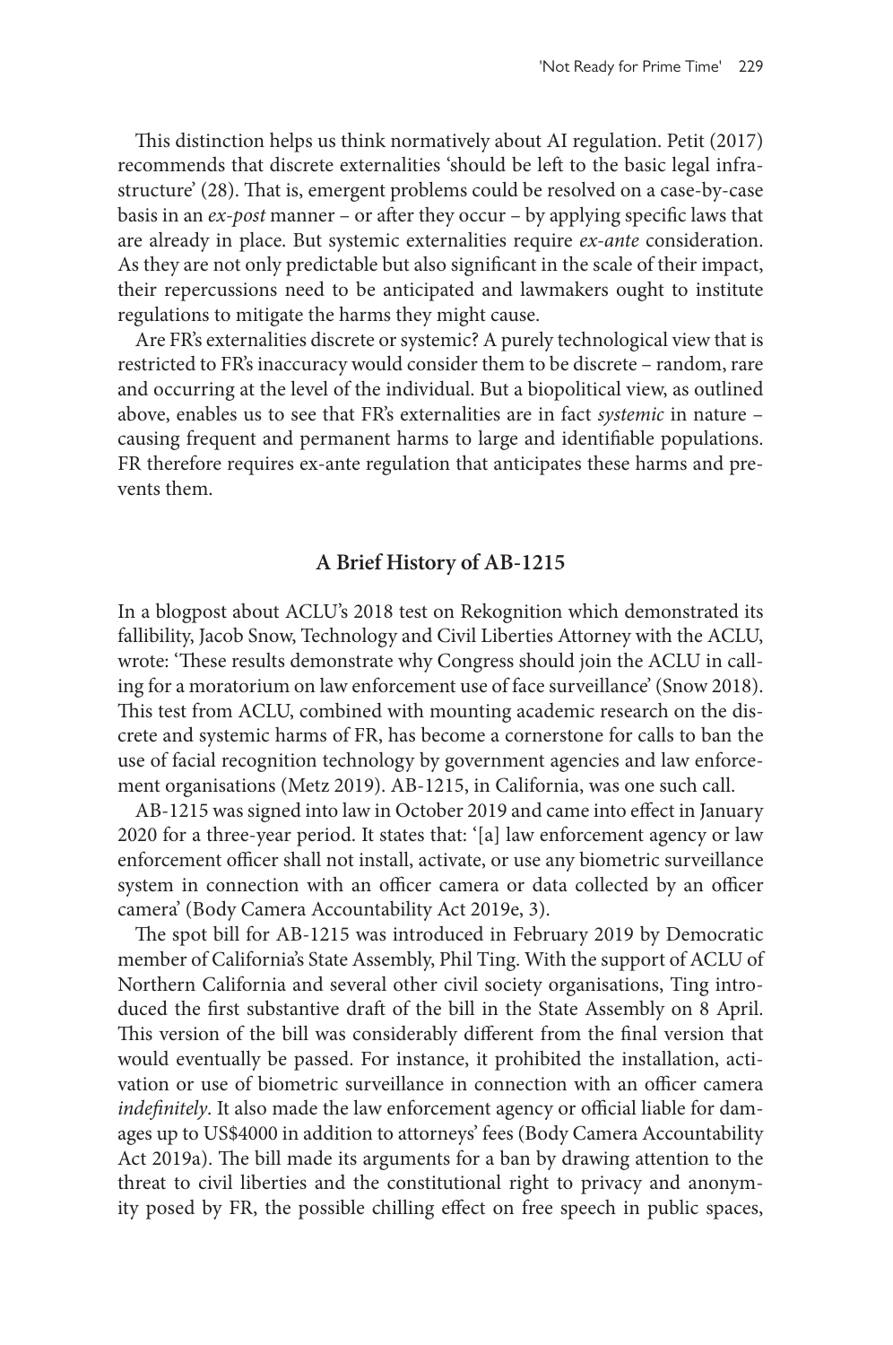This distinction helps us think normatively about AI regulation. Petit (2017) recommends that discrete externalities 'should be left to the basic legal infrastructure' (28). That is, emergent problems could be resolved on a case-by-case basis in an *ex-post* manner – or after they occur – by applying specific laws that are already in place. But systemic externalities require *ex-ante* consideration. As they are not only predictable but also significant in the scale of their impact, their repercussions need to be anticipated and lawmakers ought to institute regulations to mitigate the harms they might cause.

Are FR's externalities discrete or systemic? A purely technological view that is restricted to FR's inaccuracy would consider them to be discrete – random, rare and occurring at the level of the individual. But a biopolitical view, as outlined above, enables us to see that FR's externalities are in fact *systemic* in nature – causing frequent and permanent harms to large and identifiable populations. FR therefore requires ex-ante regulation that anticipates these harms and prevents them.

## A Brief History of AB-1215

In a blogpost about ACLU's 2018 test on Rekognition which demonstrated its fallibility, Jacob Snow, Technology and Civil Liberties Attorney with the ACLU, wrote: 'These results demonstrate why Congress should join the ACLU in calling for a moratorium on law enforcement use of face surveillance' (Snow 2018). This test from ACLU, combined with mounting academic research on the discrete and systemic harms of FR, has become a cornerstone for calls to ban the use of facial recognition technology by government agencies and law enforcement organisations (Metz 2019). AB-1215, in California, was one such call.

AB-1215 was signed into law in October 2019 and came into effect in January 2020 for a three-year period. It states that: '[a] law enforcement agency or law enforcement officer shall not install, activate, or use any biometric surveillance system in connection with an officer camera or data collected by an officer camera' (Body Camera Accountability Act 2019e, 3).

The spot bill for AB-1215 was introduced in February 2019 by Democratic member of California's State Assembly, Phil Ting. With the support of ACLU of Northern California and several other civil society organisations, Ting introduced the first substantive draft of the bill in the State Assembly on 8 April. This version of the bill was considerably different from the final version that would eventually be passed. For instance, it prohibited the installation, activation or use of biometric surveillance in connection with an officer camera *indefinitely*. It also made the law enforcement agency or official liable for damages up to US$4000 in addition to attorneys' fees (Body Camera Accountability Act 2019a). The bill made its arguments for a ban by drawing attention to the threat to civil liberties and the constitutional right to privacy and anonymity posed by FR, the possible chilling effect on free speech in public spaces,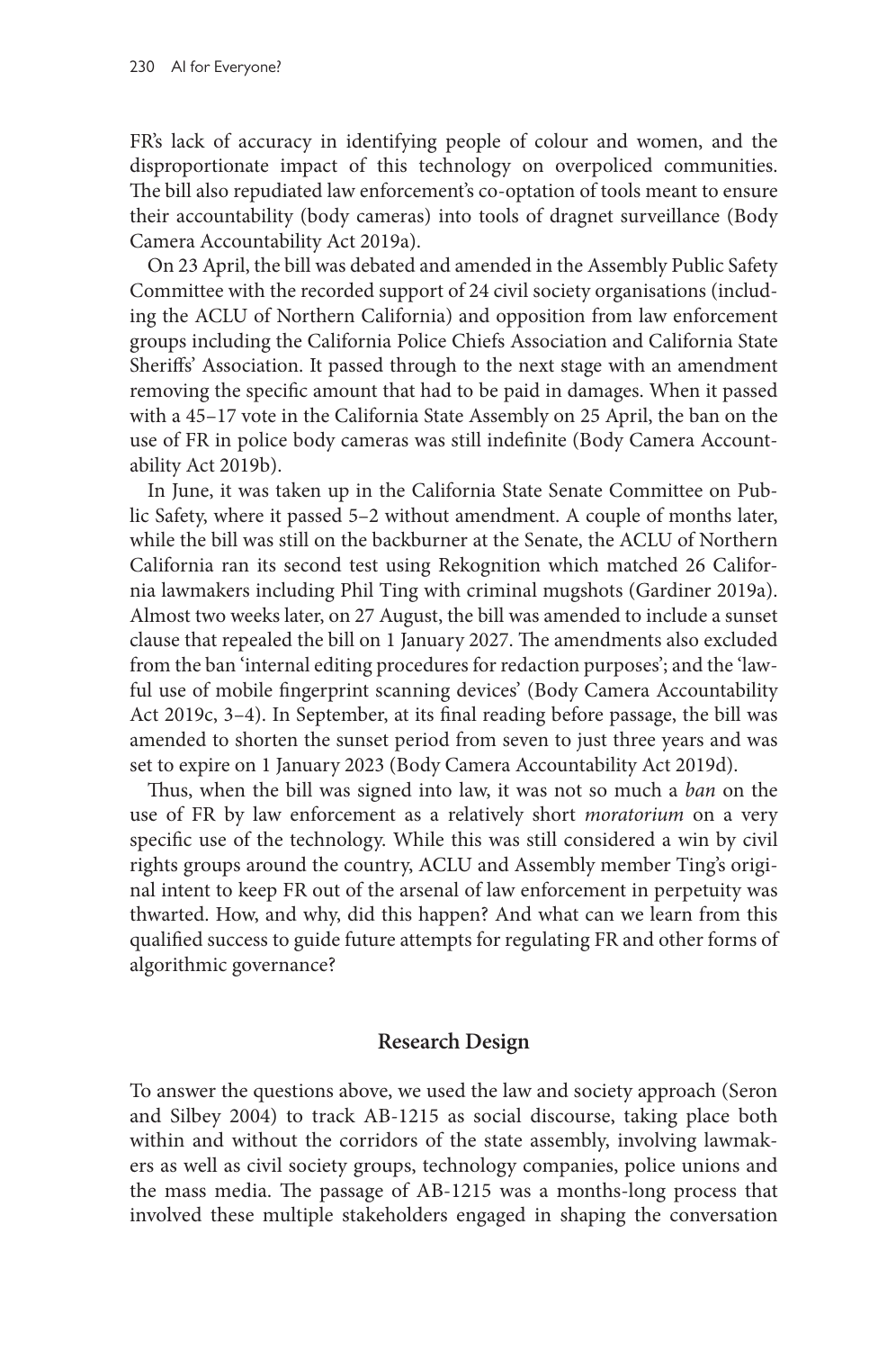FR's lack of accuracy in identifying people of colour and women, and the disproportionate impact of this technology on overpoliced communities. The bill also repudiated law enforcement's co-optation of tools meant to ensure their accountability (body cameras) into tools of dragnet surveillance (Body Camera Accountability Act 2019a).

On 23 April, the bill was debated and amended in the Assembly Public Safety Committee with the recorded support of 24 civil society organisations (including the ACLU of Northern California) and opposition from law enforcement groups including the California Police Chiefs Association and California State Sheriffs' Association. It passed through to the next stage with an amendment removing the specific amount that had to be paid in damages. When it passed with a 45–17 vote in the California State Assembly on 25 April, the ban on the use of FR in police body cameras was still indefinite (Body Camera Accountability Act 2019b).

In June, it was taken up in the California State Senate Committee on Public Safety, where it passed 5–2 without amendment. A couple of months later, while the bill was still on the backburner at the Senate, the ACLU of Northern California ran its second test using Rekognition which matched 26 California lawmakers including Phil Ting with criminal mugshots (Gardiner 2019a). Almost two weeks later, on 27 August, the bill was amended to include a sunset clause that repealed the bill on 1 January 2027. The amendments also excluded from the ban 'internal editing procedures for redaction purposes'; and the 'lawful use of mobile fingerprint scanning devices' (Body Camera Accountability Act 2019c, 3–4). In September, at its final reading before passage, the bill was amended to shorten the sunset period from seven to just three years and was set to expire on 1 January 2023 (Body Camera Accountability Act 2019d).

Thus, when the bill was signed into law, it was not so much a *ban* on the use of FR by law enforcement as a relatively short *moratorium* on a very specific use of the technology. While this was still considered a win by civil rights groups around the country, ACLU and Assembly member Ting's original intent to keep FR out of the arsenal of law enforcement in perpetuity was thwarted. How, and why, did this happen? And what can we learn from this qualified success to guide future attempts for regulating FR and other forms of algorithmic governance?

## Research Design

To answer the questions above, we used the law and society approach (Seron and Silbey 2004) to track AB-1215 as social discourse, taking place both within and without the corridors of the state assembly, involving lawmakers as well as civil society groups, technology companies, police unions and the mass media. The passage of AB-1215 was a months-long process that involved these multiple stakeholders engaged in shaping the conversation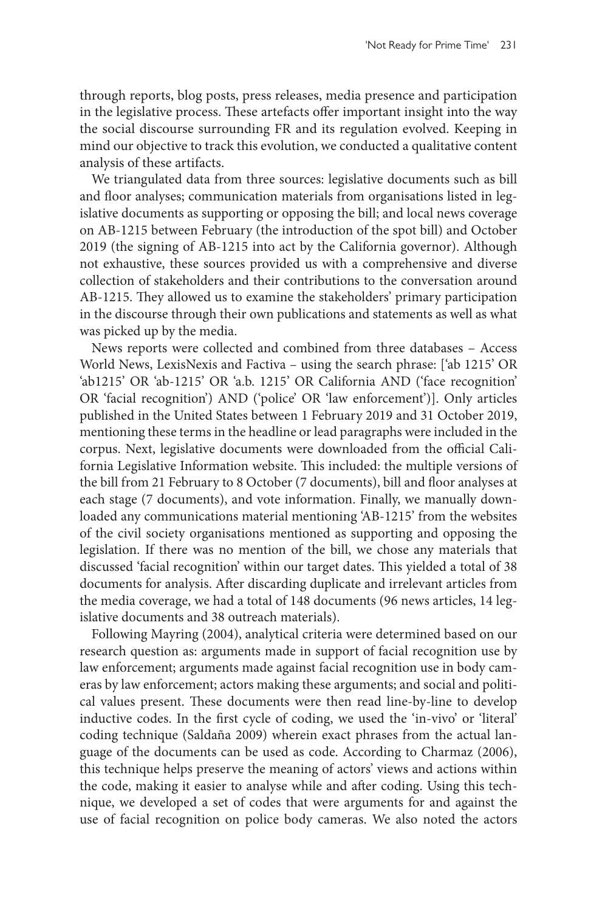through reports, blog posts, press releases, media presence and participation in the legislative process. These artefacts offer important insight into the way the social discourse surrounding FR and its regulation evolved. Keeping in mind our objective to track this evolution, we conducted a qualitative content analysis of these artifacts.

We triangulated data from three sources: legislative documents such as bill and floor analyses; communication materials from organisations listed in legislative documents as supporting or opposing the bill; and local news coverage on AB-1215 between February (the introduction of the spot bill) and October 2019 (the signing of AB-1215 into act by the California governor). Although not exhaustive, these sources provided us with a comprehensive and diverse collection of stakeholders and their contributions to the conversation around AB-1215. They allowed us to examine the stakeholders' primary participation in the discourse through their own publications and statements as well as what was picked up by the media.

News reports were collected and combined from three databases – Access World News, LexisNexis and Factiva – using the search phrase: ['ab 1215' OR 'ab1215' OR 'ab-1215' OR 'a.b. 1215' OR California AND ('face recognition' OR 'facial recognition') AND ('police' OR 'law enforcement')]. Only articles published in the United States between 1 February 2019 and 31 October 2019, mentioning these terms in the headline or lead paragraphs were included in the corpus. Next, legislative documents were downloaded from the official California Legislative Information website. This included: the multiple versions of the bill from 21 February to 8 October (7 documents), bill and floor analyses at each stage (7 documents), and vote information. Finally, we manually downloaded any communications material mentioning 'AB-1215' from the websites of the civil society organisations mentioned as supporting and opposing the legislation. If there was no mention of the bill, we chose any materials that discussed 'facial recognition' within our target dates. This yielded a total of 38 documents for analysis. After discarding duplicate and irrelevant articles from the media coverage, we had a total of 148 documents (96 news articles, 14 legislative documents and 38 outreach materials).

Following Mayring (2004), analytical criteria were determined based on our research question as: arguments made in support of facial recognition use by law enforcement; arguments made against facial recognition use in body cameras by law enforcement; actors making these arguments; and social and political values present. These documents were then read line-by-line to develop inductive codes. In the first cycle of coding, we used the 'in-vivo' or 'literal' coding technique (Saldaña 2009) wherein exact phrases from the actual language of the documents can be used as code. According to Charmaz (2006), this technique helps preserve the meaning of actors' views and actions within the code, making it easier to analyse while and after coding. Using this technique, we developed a set of codes that were arguments for and against the use of facial recognition on police body cameras. We also noted the actors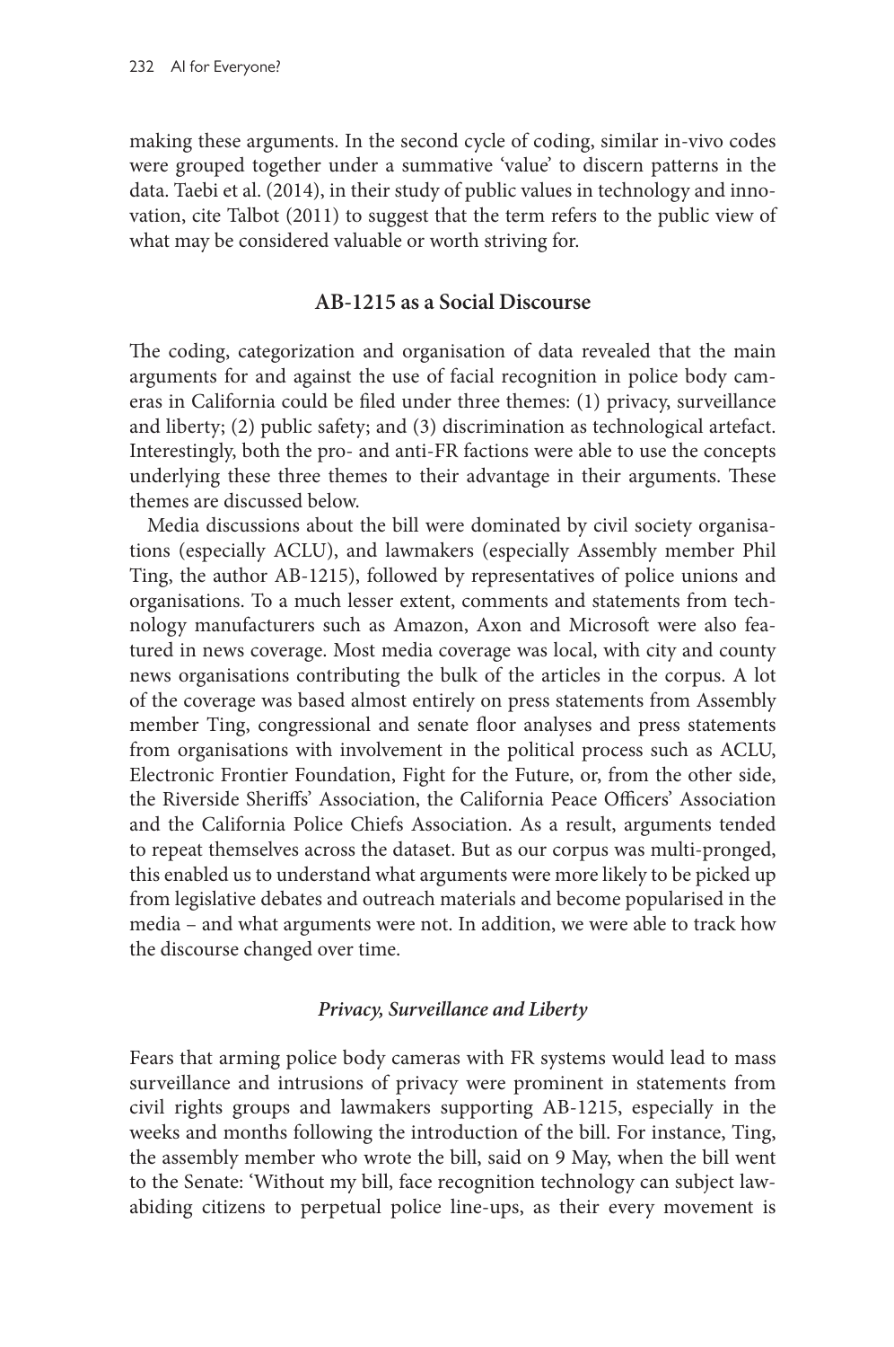making these arguments. In the second cycle of coding, similar in-vivo codes were grouped together under a summative 'value' to discern patterns in the data. Taebi et al. (2014), in their study of public values in technology and innovation, cite Talbot (2011) to suggest that the term refers to the public view of what may be considered valuable or worth striving for.

## AB-1215 as a Social Discourse

The coding, categorization and organisation of data revealed that the main arguments for and against the use of facial recognition in police body cameras in California could be filed under three themes: (1) privacy, surveillance and liberty; (2) public safety; and (3) discrimination as technological artefact. Interestingly, both the pro- and anti-FR factions were able to use the concepts underlying these three themes to their advantage in their arguments. These themes are discussed below.

Media discussions about the bill were dominated by civil society organisations (especially ACLU), and lawmakers (especially Assembly member Phil Ting, the author AB-1215), followed by representatives of police unions and organisations. To a much lesser extent, comments and statements from technology manufacturers such as Amazon, Axon and Microsoft were also featured in news coverage. Most media coverage was local, with city and county news organisations contributing the bulk of the articles in the corpus. A lot of the coverage was based almost entirely on press statements from Assembly member Ting, congressional and senate floor analyses and press statements from organisations with involvement in the political process such as ACLU, Electronic Frontier Foundation, Fight for the Future, or, from the other side, the Riverside Sheriffs' Association, the California Peace Officers' Association and the California Police Chiefs Association. As a result, arguments tended to repeat themselves across the dataset. But as our corpus was multi-pronged, this enabled us to understand what arguments were more likely to be picked up from legislative debates and outreach materials and become popularised in the media – and what arguments were not. In addition, we were able to track how the discourse changed over time.

### *Privacy, Surveillance and Liberty*

Fears that arming police body cameras with FR systems would lead to mass surveillance and intrusions of privacy were prominent in statements from civil rights groups and lawmakers supporting AB-1215, especially in the weeks and months following the introduction of the bill. For instance, Ting, the assembly member who wrote the bill, said on 9 May, when the bill went to the Senate: 'Without my bill, face recognition technology can subject law-abiding citizens to perpetual police line-ups, as their every movement is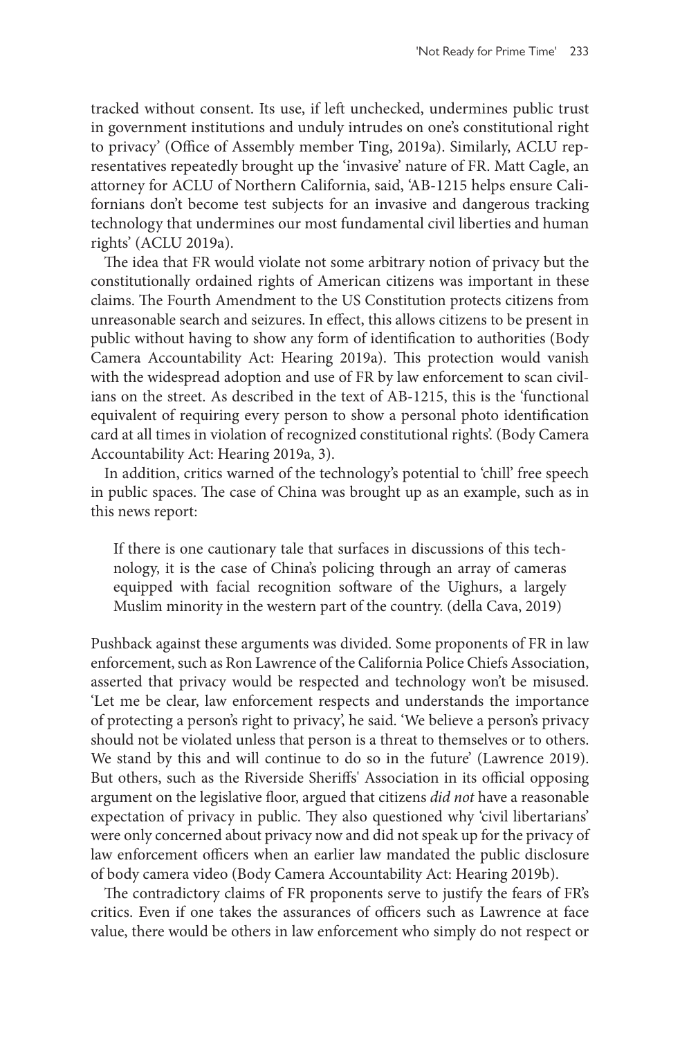tracked without consent. Its use, if left unchecked, undermines public trust in government institutions and unduly intrudes on one's constitutional right to privacy' (Office of Assembly member Ting, 2019a). Similarly, ACLU representatives repeatedly brought up the 'invasive' nature of FR. Matt Cagle, an attorney for ACLU of Northern California, said, 'AB-1215 helps ensure Californians don't become test subjects for an invasive and dangerous tracking technology that undermines our most fundamental civil liberties and human rights' (ACLU 2019a).

The idea that FR would violate not some arbitrary notion of privacy but the constitutionally ordained rights of American citizens was important in these claims. The Fourth Amendment to the US Constitution protects citizens from unreasonable search and seizures. In effect, this allows citizens to be present in public without having to show any form of identification to authorities (Body Camera Accountability Act: Hearing 2019a). This protection would vanish with the widespread adoption and use of FR by law enforcement to scan civilians on the street. As described in the text of AB-1215, this is the 'functional equivalent of requiring every person to show a personal photo identification card at all times in violation of recognized constitutional rights'. (Body Camera Accountability Act: Hearing 2019a, 3).

In addition, critics warned of the technology's potential to 'chill' free speech in public spaces. The case of China was brought up as an example, such as in this news report:

> If there is one cautionary tale that surfaces in discussions of this technology, it is the case of China's policing through an array of cameras equipped with facial recognition software of the Uighurs, a largely Muslim minority in the western part of the country. (della Cava, 2019)

Pushback against these arguments was divided. Some proponents of FR in law enforcement, such as Ron Lawrence of the California Police Chiefs Association, asserted that privacy would be respected and technology won't be misused. 'Let me be clear, law enforcement respects and understands the importance of protecting a person's right to privacy', he said. 'We believe a person's privacy should not be violated unless that person is a threat to themselves or to others. We stand by this and will continue to do so in the future' (Lawrence 2019). But others, such as the Riverside Sheriffs' Association in its official opposing argument on the legislative floor, argued that citizens *did not* have a reasonable expectation of privacy in public. They also questioned why 'civil libertarians' were only concerned about privacy now and did not speak up for the privacy of law enforcement officers when an earlier law mandated the public disclosure of body camera video (Body Camera Accountability Act: Hearing 2019b).

The contradictory claims of FR proponents serve to justify the fears of FR's critics. Even if one takes the assurances of officers such as Lawrence at face value, there would be others in law enforcement who simply do not respect or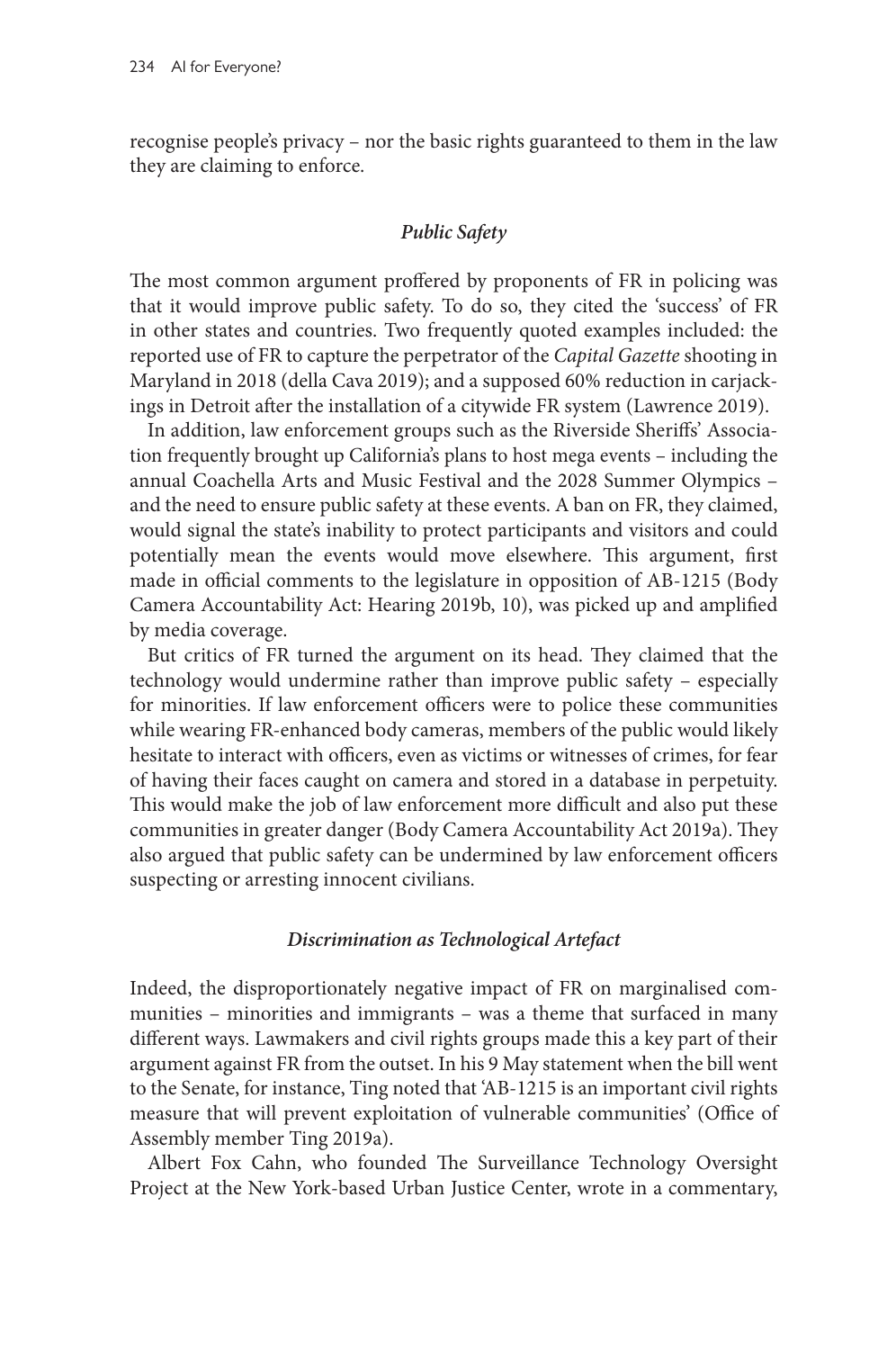recognise people's privacy – nor the basic rights guaranteed to them in the law they are claiming to enforce.

### *Public Safety*

The most common argument proffered by proponents of FR in policing was that it would improve public safety. To do so, they cited the 'success' of FR in other states and countries. Two frequently quoted examples included: the reported use of FR to capture the perpetrator of the *Capital Gazette* shooting in Maryland in 2018 (della Cava 2019); and a supposed 60% reduction in carjackings in Detroit after the installation of a citywide FR system (Lawrence 2019).

In addition, law enforcement groups such as the Riverside Sheriffs' Association frequently brought up California's plans to host mega events – including the annual Coachella Arts and Music Festival and the 2028 Summer Olympics – and the need to ensure public safety at these events. A ban on FR, they claimed, would signal the state's inability to protect participants and visitors and could potentially mean the events would move elsewhere. This argument, first made in official comments to the legislature in opposition of AB-1215 (Body Camera Accountability Act: Hearing 2019b, 10), was picked up and amplified by media coverage.

But critics of FR turned the argument on its head. They claimed that the technology would undermine rather than improve public safety – especially for minorities. If law enforcement officers were to police these communities while wearing FR-enhanced body cameras, members of the public would likely hesitate to interact with officers, even as victims or witnesses of crimes, for fear of having their faces caught on camera and stored in a database in perpetuity. This would make the job of law enforcement more difficult and also put these communities in greater danger (Body Camera Accountability Act 2019a). They also argued that public safety can be undermined by law enforcement officers suspecting or arresting innocent civilians.

### *Discrimination as Technological Artefact*

Indeed, the disproportionately negative impact of FR on marginalised communities – minorities and immigrants – was a theme that surfaced in many different ways. Lawmakers and civil rights groups made this a key part of their argument against FR from the outset. In his 9 May statement when the bill went to the Senate, for instance, Ting noted that 'AB-1215 is an important civil rights measure that will prevent exploitation of vulnerable communities' (Office of Assembly member Ting 2019a).

Albert Fox Cahn, who founded The Surveillance Technology Oversight Project at the New York-based Urban Justice Center, wrote in a commentary,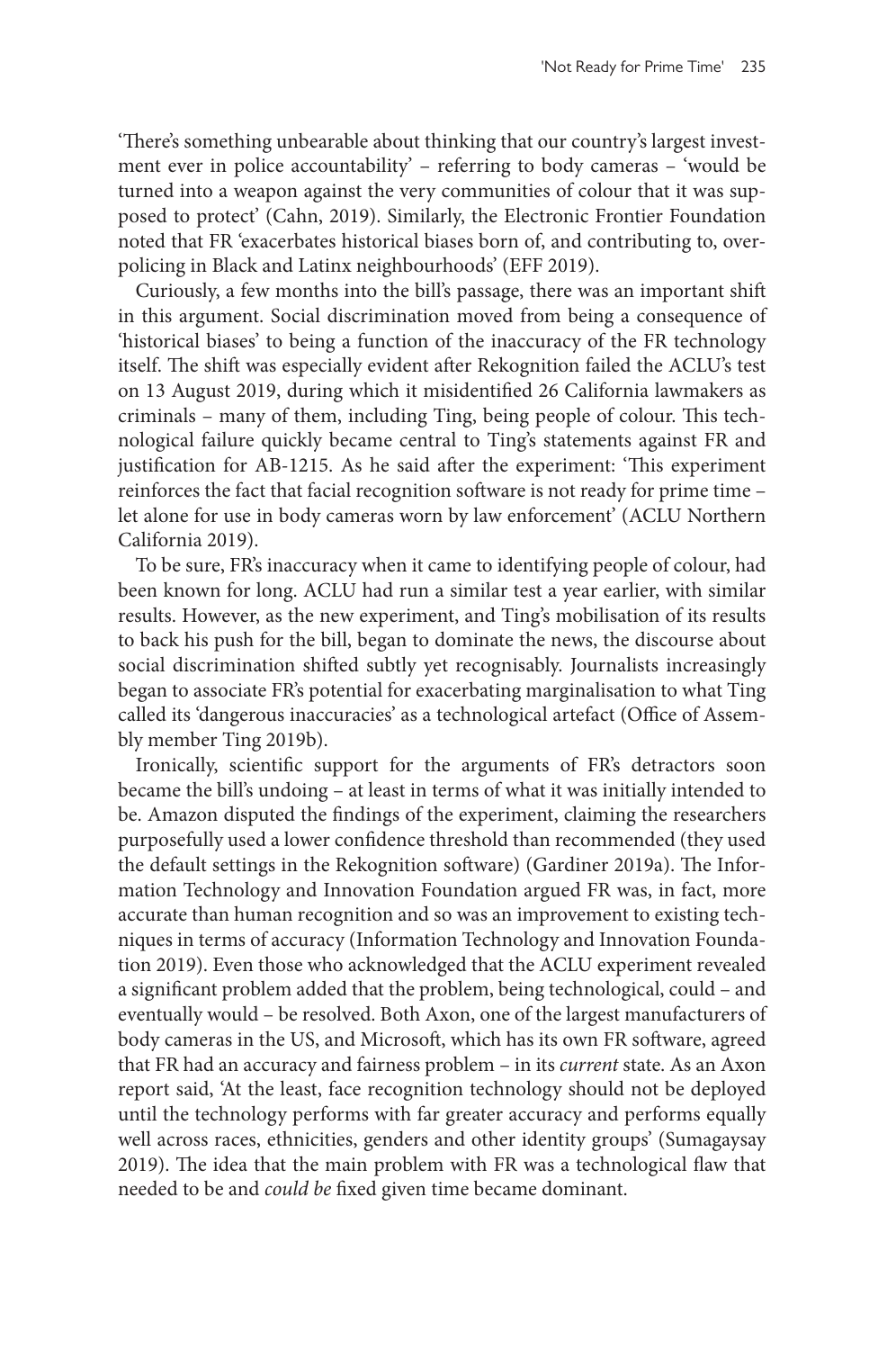'There's something unbearable about thinking that our country's largest investment ever in police accountability' – referring to body cameras – 'would be turned into a weapon against the very communities of colour that it was supposed to protect' (Cahn, 2019). Similarly, the Electronic Frontier Foundation noted that FR 'exacerbates historical biases born of, and contributing to, over-policing in Black and Latinx neighbourhoods' (EFF 2019).

Curiously, a few months into the bill's passage, there was an important shift in this argument. Social discrimination moved from being a consequence of 'historical biases' to being a function of the inaccuracy of the FR technology itself. The shift was especially evident after Rekognition failed the ACLU's test on 13 August 2019, during which it misidentified 26 California lawmakers as criminals – many of them, including Ting, being people of colour. This technological failure quickly became central to Ting's statements against FR and justification for AB-1215. As he said after the experiment: 'This experiment reinforces the fact that facial recognition software is not ready for prime time – let alone for use in body cameras worn by law enforcement' (ACLU Northern California 2019).

To be sure, FR's inaccuracy when it came to identifying people of colour, had been known for long. ACLU had run a similar test a year earlier, with similar results. However, as the new experiment, and Ting's mobilisation of its results to back his push for the bill, began to dominate the news, the discourse about social discrimination shifted subtly yet recognisably. Journalists increasingly began to associate FR's potential for exacerbating marginalisation to what Ting called its 'dangerous inaccuracies' as a technological artefact (Office of Assembly member Ting 2019b).

Ironically, scientific support for the arguments of FR's detractors soon became the bill's undoing – at least in terms of what it was initially intended to be. Amazon disputed the findings of the experiment, claiming the researchers purposefully used a lower confidence threshold than recommended (they used the default settings in the Rekognition software) (Gardiner 2019a). The Information Technology and Innovation Foundation argued FR was, in fact, more accurate than human recognition and so was an improvement to existing techniques in terms of accuracy (Information Technology and Innovation Foundation 2019). Even those who acknowledged that the ACLU experiment revealed a significant problem added that the problem, being technological, could – and eventually would – be resolved. Both Axon, one of the largest manufacturers of body cameras in the US, and Microsoft, which has its own FR software, agreed that FR had an accuracy and fairness problem – in its *current* state. As an Axon report said, 'At the least, face recognition technology should not be deployed until the technology performs with far greater accuracy and performs equally well across races, ethnicities, genders and other identity groups' (Sumagaysay 2019). The idea that the main problem with FR was a technological flaw that needed to be and *could be* fixed given time became dominant.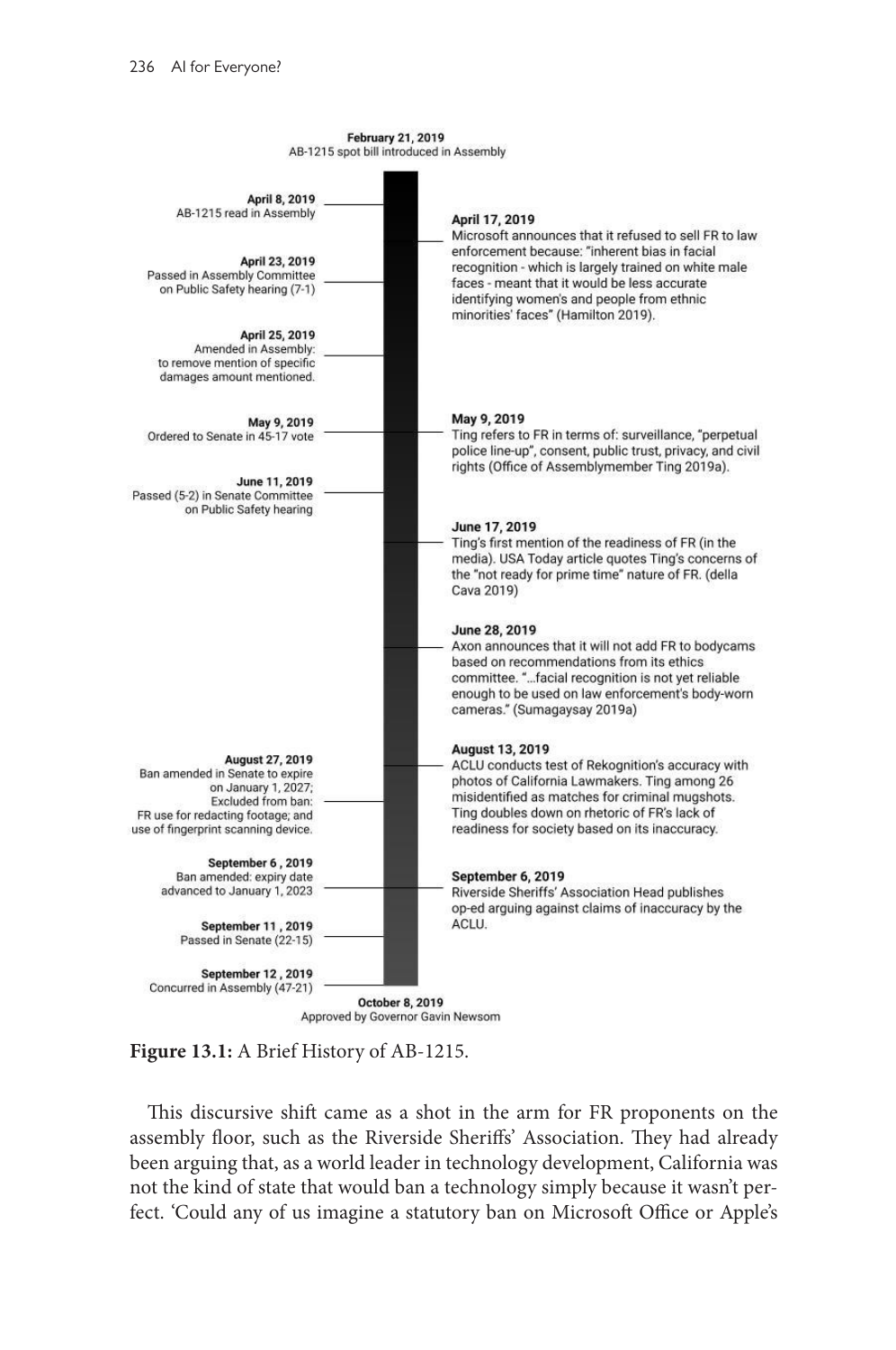**February 21, 2019**
AB-1215 spot bill introduced in Assembly

**April 8, 2019**
AB-1215 read in Assembly

**April 17, 2019**
Microsoft announces that it refused to sell FR to law enforcement because: "inherent bias in facial recognition - which is largely trained on white male faces - meant that it would be less accurate identifying women's and people from ethnic minorities' faces" (Hamilton 2019).

**April 23, 2019**
Passed in Assembly Committee on Public Safety hearing (7-1)

**April 25, 2019**
Amended in Assembly: to remove mention of specific damages amount mentioned.

**May 9, 2019**
Ordered to Senate in 45-17 vote

**May 9, 2019**
Ting refers to FR in terms of: surveillance, "perpetual police line-up", consent, public trust, privacy, and civil rights (Office of Assemblymember Ting 2019a).

**June 11, 2019**
Passed (5-2) in Senate Committee on Public Safety hearing

**June 17, 2019**
Ting's first mention of the readiness of FR (in the media). USA Today article quotes Ting's concerns of the "not ready for prime time" nature of FR. (della Cava 2019)

**June 28, 2019**
Axon announces that it will not add FR to bodycams based on recommendations from its ethics committee. "...facial recognition is not yet reliable enough to be used on law enforcement's body-worn cameras." (Sumagaysay 2019a)

**August 13, 2019**
ACLU conducts test of Rekognition's accuracy with photos of California Lawmakers. Ting among 26 misidentified as matches for criminal mugshots. Ting doubles down on rhetoric of FR's lack of readiness for society based on its inaccuracy.

**August 27, 2019**
Ban amended in Senate to expire on January 1, 2027; Excluded from ban: FR use for redacting footage; and use of fingerprint scanning device.

**September 6 , 2019**
Ban amended: expiry date advanced to January 1, 2023

**September 6, 2019**
Riverside Sheriffs' Association Head publishes op-ed arguing against claims of inaccuracy by the ACLU.

**September 11 , 2019**
Passed in Senate (22-15)

**September 12 , 2019**
Concurred in Assembly (47-21)

**October 8, 2019**
Approved by Governor Gavin Newsom

**Figure 13.1:** A Brief History of AB-1215.

This discursive shift came as a shot in the arm for FR proponents on the assembly floor, such as the Riverside Sheriffs' Association. They had already been arguing that, as a world leader in technology development, California was not the kind of state that would ban a technology simply because it wasn't perfect. 'Could any of us imagine a statutory ban on Microsoft Office or Apple's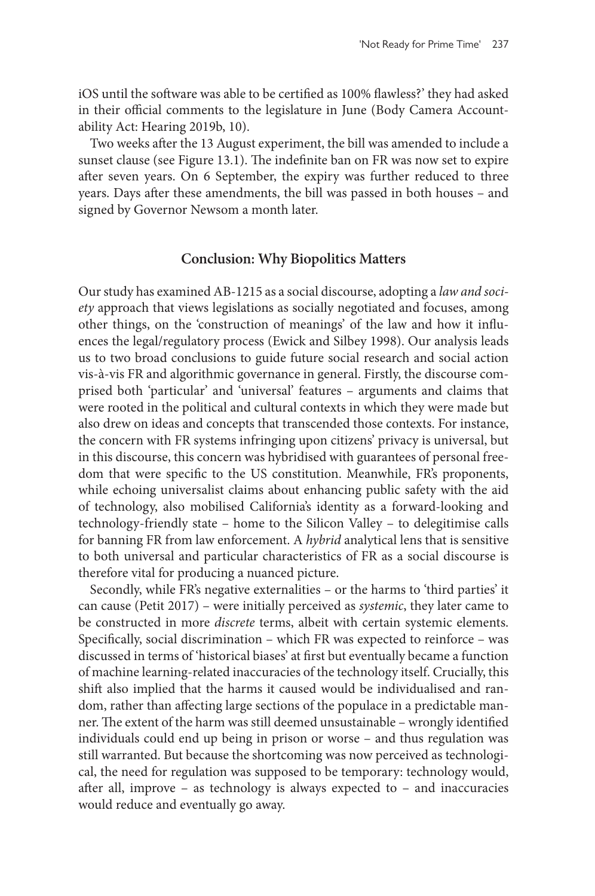iOS until the software was able to be certified as 100% flawless?' they had asked in their official comments to the legislature in June (Body Camera Accountability Act: Hearing 2019b, 10).

Two weeks after the 13 August experiment, the bill was amended to include a sunset clause (see Figure 13.1). The indefinite ban on FR was now set to expire after seven years. On 6 September, the expiry was further reduced to three years. Days after these amendments, the bill was passed in both houses – and signed by Governor Newsom a month later.

## Conclusion: Why Biopolitics Matters

Our study has examined AB-1215 as a social discourse, adopting a *law and society* approach that views legislations as socially negotiated and focuses, among other things, on the 'construction of meanings' of the law and how it influences the legal/regulatory process (Ewick and Silbey 1998). Our analysis leads us to two broad conclusions to guide future social research and social action vis-à-vis FR and algorithmic governance in general. Firstly, the discourse comprised both 'particular' and 'universal' features – arguments and claims that were rooted in the political and cultural contexts in which they were made but also drew on ideas and concepts that transcended those contexts. For instance, the concern with FR systems infringing upon citizens' privacy is universal, but in this discourse, this concern was hybridised with guarantees of personal freedom that were specific to the US constitution. Meanwhile, FR's proponents, while echoing universalist claims about enhancing public safety with the aid of technology, also mobilised California's identity as a forward-looking and technology-friendly state – home to the Silicon Valley – to delegitimise calls for banning FR from law enforcement. A *hybrid* analytical lens that is sensitive to both universal and particular characteristics of FR as a social discourse is therefore vital for producing a nuanced picture.

Secondly, while FR's negative externalities – or the harms to 'third parties' it can cause (Petit 2017) – were initially perceived as *systemic*, they later came to be constructed in more *discrete* terms, albeit with certain systemic elements. Specifically, social discrimination – which FR was expected to reinforce – was discussed in terms of 'historical biases' at first but eventually became a function of machine learning-related inaccuracies of the technology itself. Crucially, this shift also implied that the harms it caused would be individualised and random, rather than affecting large sections of the populace in a predictable manner. The extent of the harm was still deemed unsustainable – wrongly identified individuals could end up being in prison or worse – and thus regulation was still warranted. But because the shortcoming was now perceived as technological, the need for regulation was supposed to be temporary: technology would, after all, improve – as technology is always expected to – and inaccuracies would reduce and eventually go away.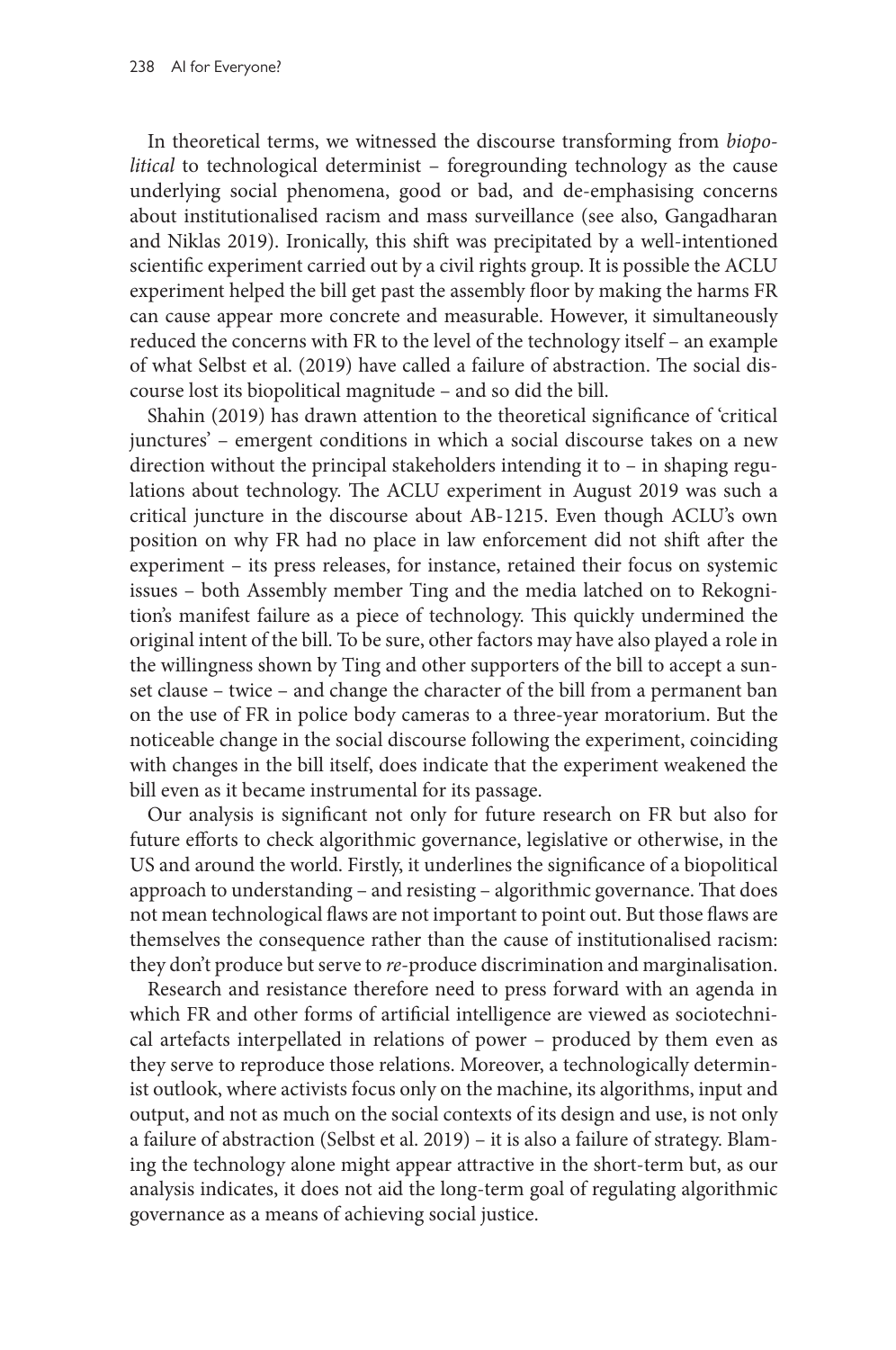In theoretical terms, we witnessed the discourse transforming from *biopolitical* to technological determinist – foregrounding technology as the cause underlying social phenomena, good or bad, and de-emphasising concerns about institutionalised racism and mass surveillance (see also, Gangadharan and Niklas 2019). Ironically, this shift was precipitated by a well-intentioned scientific experiment carried out by a civil rights group. It is possible the ACLU experiment helped the bill get past the assembly floor by making the harms FR can cause appear more concrete and measurable. However, it simultaneously reduced the concerns with FR to the level of the technology itself – an example of what Selbst et al. (2019) have called a failure of abstraction. The social discourse lost its biopolitical magnitude – and so did the bill.

Shahin (2019) has drawn attention to the theoretical significance of 'critical junctures' – emergent conditions in which a social discourse takes on a new direction without the principal stakeholders intending it to – in shaping regulations about technology. The ACLU experiment in August 2019 was such a critical juncture in the discourse about AB-1215. Even though ACLU's own position on why FR had no place in law enforcement did not shift after the experiment – its press releases, for instance, retained their focus on systemic issues – both Assembly member Ting and the media latched on to Rekognition's manifest failure as a piece of technology. This quickly undermined the original intent of the bill. To be sure, other factors may have also played a role in the willingness shown by Ting and other supporters of the bill to accept a sunset clause – twice – and change the character of the bill from a permanent ban on the use of FR in police body cameras to a three-year moratorium. But the noticeable change in the social discourse following the experiment, coinciding with changes in the bill itself, does indicate that the experiment weakened the bill even as it became instrumental for its passage.

Our analysis is significant not only for future research on FR but also for future efforts to check algorithmic governance, legislative or otherwise, in the US and around the world. Firstly, it underlines the significance of a biopolitical approach to understanding – and resisting – algorithmic governance. That does not mean technological flaws are not important to point out. But those flaws are themselves the consequence rather than the cause of institutionalised racism: they don't produce but serve to *re*-produce discrimination and marginalisation.

Research and resistance therefore need to press forward with an agenda in which FR and other forms of artificial intelligence are viewed as sociotechnical artefacts interpellated in relations of power – produced by them even as they serve to reproduce those relations. Moreover, a technologically determinist outlook, where activists focus only on the machine, its algorithms, input and output, and not as much on the social contexts of its design and use, is not only a failure of abstraction (Selbst et al. 2019) – it is also a failure of strategy. Blaming the technology alone might appear attractive in the short-term but, as our analysis indicates, it does not aid the long-term goal of regulating algorithmic governance as a means of achieving social justice.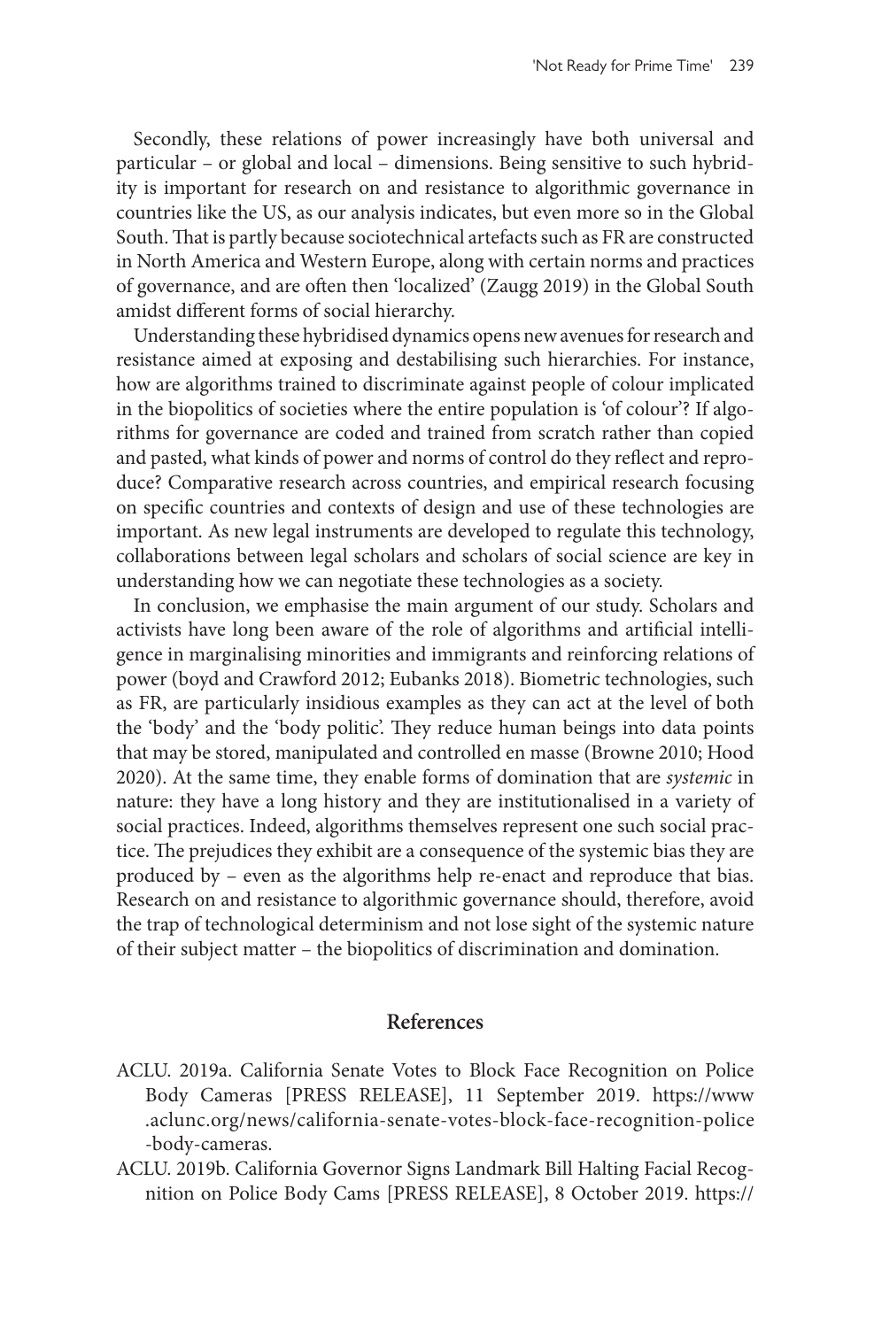Secondly, these relations of power increasingly have both universal and particular – or global and local – dimensions. Being sensitive to such hybridity is important for research on and resistance to algorithmic governance in countries like the US, as our analysis indicates, but even more so in the Global South. That is partly because sociotechnical artefacts such as FR are constructed in North America and Western Europe, along with certain norms and practices of governance, and are often then 'localized' (Zaugg 2019) in the Global South amidst different forms of social hierarchy.

Understanding these hybridised dynamics opens new avenues for research and resistance aimed at exposing and destabilising such hierarchies. For instance, how are algorithms trained to discriminate against people of colour implicated in the biopolitics of societies where the entire population is 'of colour'? If algorithms for governance are coded and trained from scratch rather than copied and pasted, what kinds of power and norms of control do they reflect and reproduce? Comparative research across countries, and empirical research focusing on specific countries and contexts of design and use of these technologies are important. As new legal instruments are developed to regulate this technology, collaborations between legal scholars and scholars of social science are key in understanding how we can negotiate these technologies as a society.

In conclusion, we emphasise the main argument of our study. Scholars and activists have long been aware of the role of algorithms and artificial intelligence in marginalising minorities and immigrants and reinforcing relations of power (boyd and Crawford 2012; Eubanks 2018). Biometric technologies, such as FR, are particularly insidious examples as they can act at the level of both the 'body' and the 'body politic'. They reduce human beings into data points that may be stored, manipulated and controlled en masse (Browne 2010; Hood 2020). At the same time, they enable forms of domination that are *systemic* in nature: they have a long history and they are institutionalised in a variety of social practices. Indeed, algorithms themselves represent one such social practice. The prejudices they exhibit are a consequence of the systemic bias they are produced by – even as the algorithms help re-enact and reproduce that bias. Research on and resistance to algorithmic governance should, therefore, avoid the trap of technological determinism and not lose sight of the systemic nature of their subject matter – the biopolitics of discrimination and domination.

## References

ACLU. 2019a. California Senate Votes to Block Face Recognition on Police Body Cameras [PRESS RELEASE], 11 September 2019. https://www.aclunc.org/news/california-senate-votes-block-face-recognition-police-body-cameras.

ACLU. 2019b. California Governor Signs Landmark Bill Halting Facial Recognition on Police Body Cams [PRESS RELEASE], 8 October 2019. https://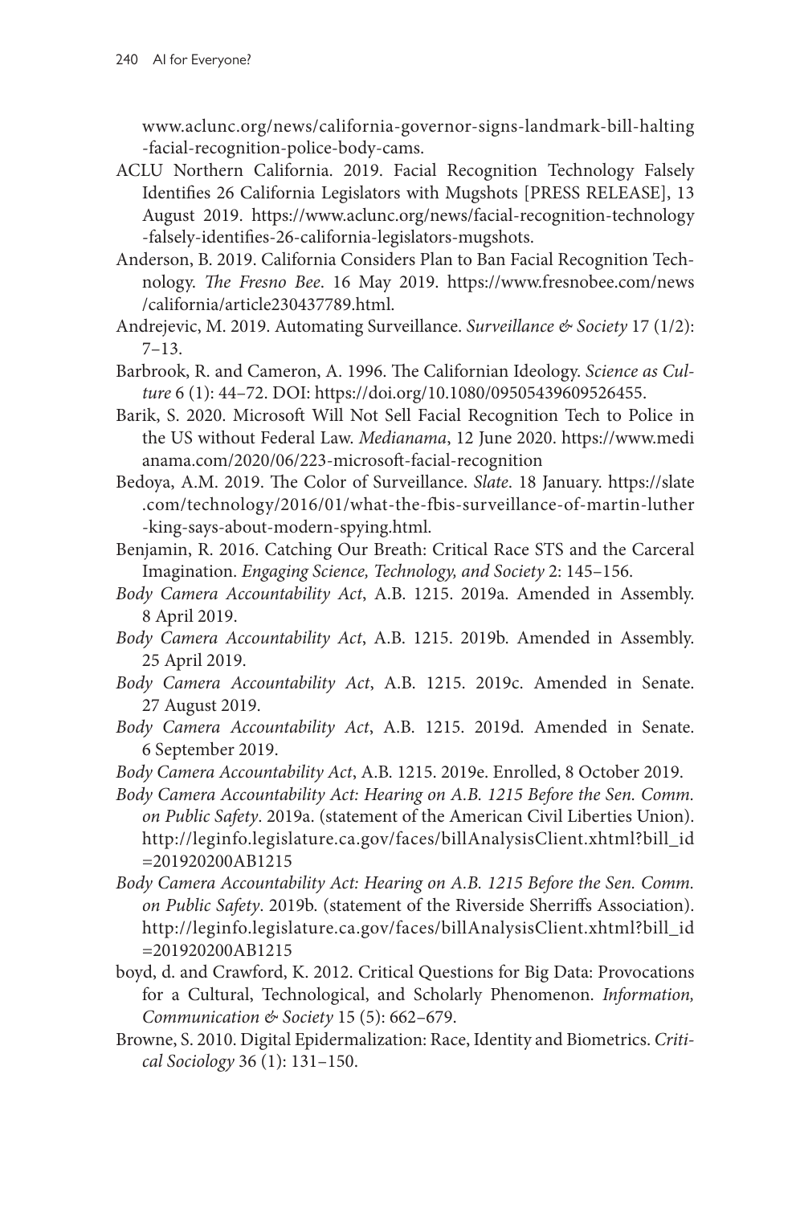www.aclunc.org/news/california-governor-signs-landmark-bill-halting-facial-recognition-police-body-cams.

ACLU Northern California. 2019. Facial Recognition Technology Falsely Identifies 26 California Legislators with Mugshots [PRESS RELEASE], 13 August 2019. https://www.aclunc.org/news/facial-recognition-technology-falsely-identifies-26-california-legislators-mugshots.

Anderson, B. 2019. California Considers Plan to Ban Facial Recognition Technology. *The Fresno Bee*. 16 May 2019. https://www.fresnobee.com/news/california/article230437789.html.

Andrejevic, M. 2019. Automating Surveillance. *Surveillance & Society* 17 (1/2): 7–13.

Barbrook, R. and Cameron, A. 1996. The Californian Ideology. *Science as Culture* 6 (1): 44–72. DOI: https://doi.org/10.1080/09505439609526455.

Barik, S. 2020. Microsoft Will Not Sell Facial Recognition Tech to Police in the US without Federal Law. *Medianama*, 12 June 2020. https://www.medianama.com/2020/06/223-microsoft-facial-recognition

Bedoya, A.M. 2019. The Color of Surveillance. *Slate*. 18 January. https://slate.com/technology/2016/01/what-the-fbis-surveillance-of-martin-luther-king-says-about-modern-spying.html.

Benjamin, R. 2016. Catching Our Breath: Critical Race STS and the Carceral Imagination. *Engaging Science, Technology, and Society* 2: 145–156.

*Body Camera Accountability Act*, A.B. 1215. 2019a. Amended in Assembly. 8 April 2019.

*Body Camera Accountability Act*, A.B. 1215. 2019b. Amended in Assembly. 25 April 2019.

*Body Camera Accountability Act*, A.B. 1215. 2019c. Amended in Senate. 27 August 2019.

*Body Camera Accountability Act*, A.B. 1215. 2019d. Amended in Senate. 6 September 2019.

*Body Camera Accountability Act*, A.B. 1215. 2019e. Enrolled, 8 October 2019.

*Body Camera Accountability Act: Hearing on A.B. 1215 Before the Sen. Comm. on Public Safety*. 2019a. (statement of the American Civil Liberties Union). http://leginfo.legislature.ca.gov/faces/billAnalysisClient.xhtml?bill_id=201920200AB1215

*Body Camera Accountability Act: Hearing on A.B. 1215 Before the Sen. Comm. on Public Safety*. 2019b. (statement of the Riverside Sherriffs Association). http://leginfo.legislature.ca.gov/faces/billAnalysisClient.xhtml?bill_id=201920200AB1215

boyd, d. and Crawford, K. 2012. Critical Questions for Big Data: Provocations for a Cultural, Technological, and Scholarly Phenomenon. *Information, Communication & Society* 15 (5): 662–679.

Browne, S. 2010. Digital Epidermalization: Race, Identity and Biometrics. *Critical Sociology* 36 (1): 131–150.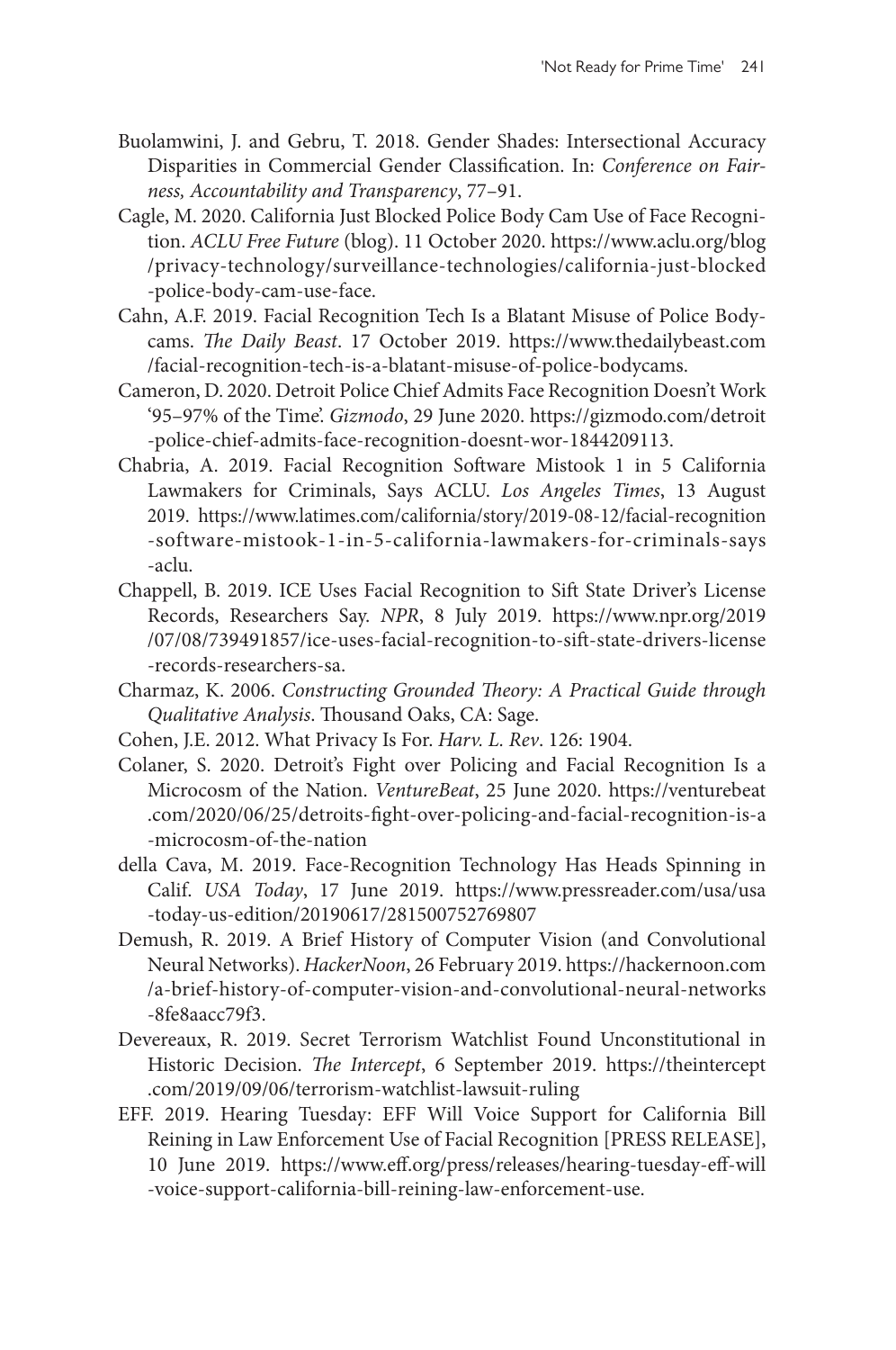Buolamwini, J. and Gebru, T. 2018. Gender Shades: Intersectional Accuracy Disparities in Commercial Gender Classification. In: *Conference on Fairness, Accountability and Transparency*, 77–91.

Cagle, M. 2020. California Just Blocked Police Body Cam Use of Face Recognition. *ACLU Free Future* (blog). 11 October 2020. https://www.aclu.org/blog/privacy-technology/surveillance-technologies/california-just-blocked-police-body-cam-use-face.

Cahn, A.F. 2019. Facial Recognition Tech Is a Blatant Misuse of Police Bodycams. *The Daily Beast*. 17 October 2019. https://www.thedailybeast.com/facial-recognition-tech-is-a-blatant-misuse-of-police-bodycams.

Cameron, D. 2020. Detroit Police Chief Admits Face Recognition Doesn't Work '95–97% of the Time'. *Gizmodo*, 29 June 2020. https://gizmodo.com/detroit-police-chief-admits-face-recognition-doesnt-wor-1844209113.

Chabria, A. 2019. Facial Recognition Software Mistook 1 in 5 California Lawmakers for Criminals, Says ACLU. *Los Angeles Times*, 13 August 2019. https://www.latimes.com/california/story/2019-08-12/facial-recognition-software-mistook-1-in-5-california-lawmakers-for-criminals-says-aclu.

Chappell, B. 2019. ICE Uses Facial Recognition to Sift State Driver's License Records, Researchers Say. *NPR*, 8 July 2019. https://www.npr.org/2019/07/08/739491857/ice-uses-facial-recognition-to-sift-state-drivers-license-records-researchers-sa.

Charmaz, K. 2006. *Constructing Grounded Theory: A Practical Guide through Qualitative Analysis*. Thousand Oaks, CA: Sage.

Cohen, J.E. 2012. What Privacy Is For. *Harv. L. Rev*. 126: 1904.

Colaner, S. 2020. Detroit's Fight over Policing and Facial Recognition Is a Microcosm of the Nation. *VentureBeat*, 25 June 2020. https://venturebeat.com/2020/06/25/detroits-fight-over-policing-and-facial-recognition-is-a-microcosm-of-the-nation

della Cava, M. 2019. Face-Recognition Technology Has Heads Spinning in Calif. *USA Today*, 17 June 2019. https://www.pressreader.com/usa/usa-today-us-edition/20190617/281500752769807

Demush, R. 2019. A Brief History of Computer Vision (and Convolutional Neural Networks). *HackerNoon*, 26 February 2019. https://hackernoon.com/a-brief-history-of-computer-vision-and-convolutional-neural-networks-8fe8aacc79f3.

Devereaux, R. 2019. Secret Terrorism Watchlist Found Unconstitutional in Historic Decision. *The Intercept*, 6 September 2019. https://theintercept.com/2019/09/06/terrorism-watchlist-lawsuit-ruling

EFF. 2019. Hearing Tuesday: EFF Will Voice Support for California Bill Reining in Law Enforcement Use of Facial Recognition [PRESS RELEASE], 10 June 2019. https://www.eff.org/press/releases/hearing-tuesday-eff-will-voice-support-california-bill-reining-law-enforcement-use.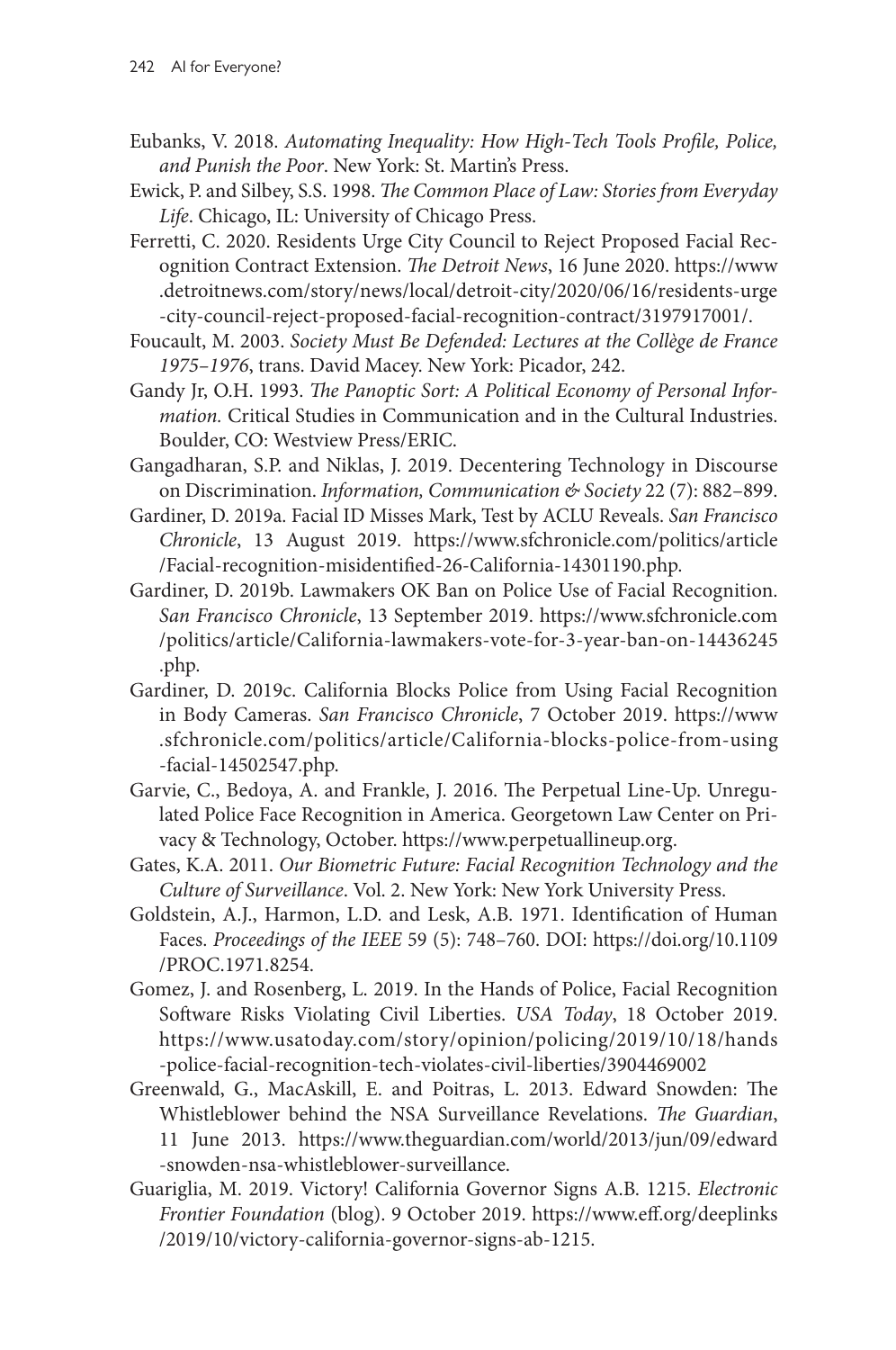Eubanks, V. 2018. *Automating Inequality: How High-Tech Tools Profile, Police, and Punish the Poor*. New York: St. Martin's Press.

Ewick, P. and Silbey, S.S. 1998. *The Common Place of Law: Stories from Everyday Life*. Chicago, IL: University of Chicago Press.

Ferretti, C. 2020. Residents Urge City Council to Reject Proposed Facial Recognition Contract Extension. *The Detroit News*, 16 June 2020. https://www.detroitnews.com/story/news/local/detroit-city/2020/06/16/residents-urge-city-council-reject-proposed-facial-recognition-contract/3197917001/.

Foucault, M. 2003. *Society Must Be Defended: Lectures at the Collège de France 1975–1976*, trans. David Macey. New York: Picador, 242.

Gandy Jr, O.H. 1993. *The Panoptic Sort: A Political Economy of Personal Information.* Critical Studies in Communication and in the Cultural Industries. Boulder, CO: Westview Press/ERIC.

Gangadharan, S.P. and Niklas, J. 2019. Decentering Technology in Discourse on Discrimination. *Information, Communication & Society* 22 (7): 882–899.

Gardiner, D. 2019a. Facial ID Misses Mark, Test by ACLU Reveals. *San Francisco Chronicle*, 13 August 2019. https://www.sfchronicle.com/politics/article/Facial-recognition-misidentified-26-California-14301190.php.

Gardiner, D. 2019b. Lawmakers OK Ban on Police Use of Facial Recognition. *San Francisco Chronicle*, 13 September 2019. https://www.sfchronicle.com/politics/article/California-lawmakers-vote-for-3-year-ban-on-14436245.php.

Gardiner, D. 2019c. California Blocks Police from Using Facial Recognition in Body Cameras. *San Francisco Chronicle*, 7 October 2019. https://www.sfchronicle.com/politics/article/California-blocks-police-from-using-facial-14502547.php.

Garvie, C., Bedoya, A. and Frankle, J. 2016. The Perpetual Line-Up. Unregulated Police Face Recognition in America. Georgetown Law Center on Privacy & Technology, October. https://www.perpetuallineup.org.

Gates, K.A. 2011. *Our Biometric Future: Facial Recognition Technology and the Culture of Surveillance*. Vol. 2. New York: New York University Press.

Goldstein, A.J., Harmon, L.D. and Lesk, A.B. 1971. Identification of Human Faces. *Proceedings of the IEEE* 59 (5): 748–760. DOI: https://doi.org/10.1109/PROC.1971.8254.

Gomez, J. and Rosenberg, L. 2019. In the Hands of Police, Facial Recognition Software Risks Violating Civil Liberties. *USA Today*, 18 October 2019. https://www.usatoday.com/story/opinion/policing/2019/10/18/hands-police-facial-recognition-tech-violates-civil-liberties/3904469002

Greenwald, G., MacAskill, E. and Poitras, L. 2013. Edward Snowden: The Whistleblower behind the NSA Surveillance Revelations. *The Guardian*, 11 June 2013. https://www.theguardian.com/world/2013/jun/09/edward-snowden-nsa-whistleblower-surveillance.

Guariglia, M. 2019. Victory! California Governor Signs A.B. 1215. *Electronic Frontier Foundation* (blog). 9 October 2019. https://www.eff.org/deeplinks/2019/10/victory-california-governor-signs-ab-1215.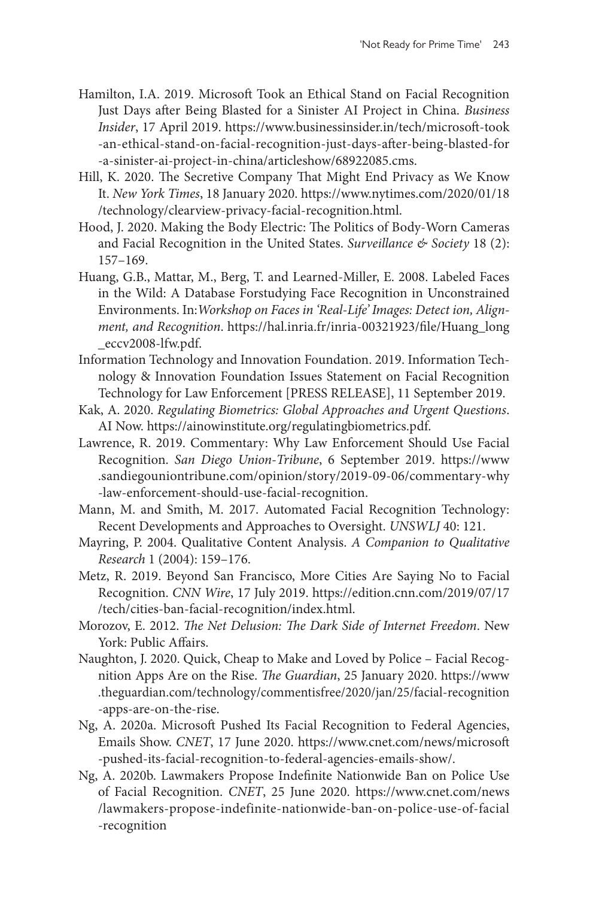Hamilton, I.A. 2019. Microsoft Took an Ethical Stand on Facial Recognition Just Days after Being Blasted for a Sinister AI Project in China. *Business Insider*, 17 April 2019. https://www.businessinsider.in/tech/microsoft-took-an-ethical-stand-on-facial-recognition-just-days-after-being-blasted-for-a-sinister-ai-project-in-china/articleshow/68922085.cms.

Hill, K. 2020. The Secretive Company That Might End Privacy as We Know It. *New York Times*, 18 January 2020. https://www.nytimes.com/2020/01/18/technology/clearview-privacy-facial-recognition.html.

Hood, J. 2020. Making the Body Electric: The Politics of Body-Worn Cameras and Facial Recognition in the United States. *Surveillance & Society* 18 (2): 157–169.

Huang, G.B., Mattar, M., Berg, T. and Learned-Miller, E. 2008. Labeled Faces in the Wild: A Database Forstudying Face Recognition in Unconstrained Environments. In:*Workshop on Faces in 'Real-Life' Images: Detect ion, Alignment, and Recognition*. https://hal.inria.fr/inria-00321923/file/Huang_long_eccv2008-lfw.pdf.

Information Technology and Innovation Foundation. 2019. Information Technology & Innovation Foundation Issues Statement on Facial Recognition Technology for Law Enforcement [PRESS RELEASE], 11 September 2019.

Kak, A. 2020. *Regulating Biometrics: Global Approaches and Urgent Questions*. AI Now. https://ainowinstitute.org/regulatingbiometrics.pdf.

Lawrence, R. 2019. Commentary: Why Law Enforcement Should Use Facial Recognition. *San Diego Union-Tribune*, 6 September 2019. https://www.sandiegouniontribune.com/opinion/story/2019-09-06/commentary-why-law-enforcement-should-use-facial-recognition.

Mann, M. and Smith, M. 2017. Automated Facial Recognition Technology: Recent Developments and Approaches to Oversight. *UNSWLJ* 40: 121.

Mayring, P. 2004. Qualitative Content Analysis. *A Companion to Qualitative Research* 1 (2004): 159–176.

Metz, R. 2019. Beyond San Francisco, More Cities Are Saying No to Facial Recognition. *CNN Wire*, 17 July 2019. https://edition.cnn.com/2019/07/17/tech/cities-ban-facial-recognition/index.html.

Morozov, E. 2012. *The Net Delusion: The Dark Side of Internet Freedom*. New York: Public Affairs.

Naughton, J. 2020. Quick, Cheap to Make and Loved by Police – Facial Recognition Apps Are on the Rise. *The Guardian*, 25 January 2020. https://www.theguardian.com/technology/commentisfree/2020/jan/25/facial-recognition-apps-are-on-the-rise.

Ng, A. 2020a. Microsoft Pushed Its Facial Recognition to Federal Agencies, Emails Show. *CNET*, 17 June 2020. https://www.cnet.com/news/microsoft-pushed-its-facial-recognition-to-federal-agencies-emails-show/.

Ng, A. 2020b. Lawmakers Propose Indefinite Nationwide Ban on Police Use of Facial Recognition. *CNET*, 25 June 2020. https://www.cnet.com/news/lawmakers-propose-indefinite-nationwide-ban-on-police-use-of-facial-recognition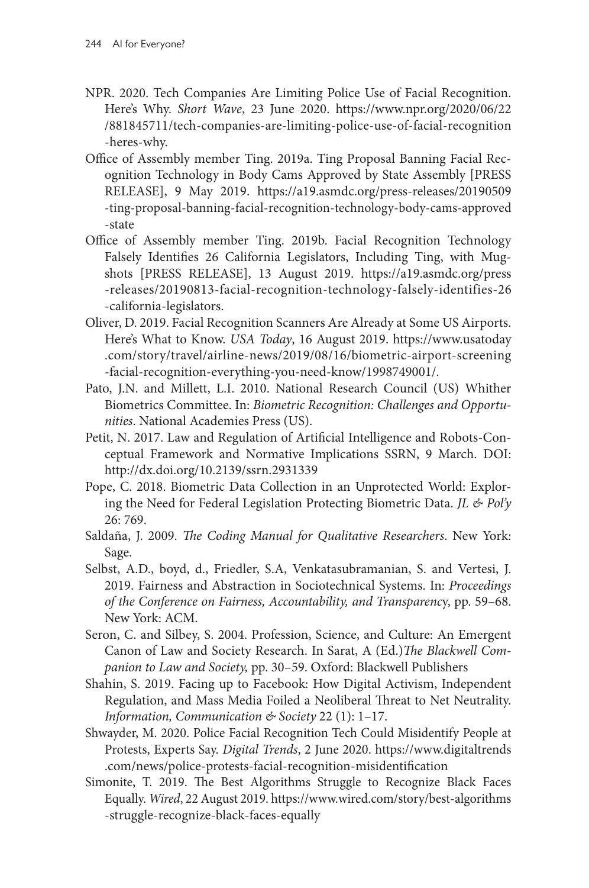NPR. 2020. Tech Companies Are Limiting Police Use of Facial Recognition. Here's Why. *Short Wave*, 23 June 2020. https://www.npr.org/2020/06/22/881845711/tech-companies-are-limiting-police-use-of-facial-recognition-heres-why.

Office of Assembly member Ting. 2019a. Ting Proposal Banning Facial Recognition Technology in Body Cams Approved by State Assembly [PRESS RELEASE], 9 May 2019. https://a19.asmdc.org/press-releases/20190509-ting-proposal-banning-facial-recognition-technology-body-cams-approved-state

Office of Assembly member Ting. 2019b. Facial Recognition Technology Falsely Identifies 26 California Legislators, Including Ting, with Mugshots [PRESS RELEASE], 13 August 2019. https://a19.asmdc.org/press-releases/20190813-facial-recognition-technology-falsely-identifies-26-california-legislators.

Oliver, D. 2019. Facial Recognition Scanners Are Already at Some US Airports. Here's What to Know. *USA Today*, 16 August 2019. https://www.usatoday.com/story/travel/airline-news/2019/08/16/biometric-airport-screening-facial-recognition-everything-you-need-know/1998749001/.

Pato, J.N. and Millett, L.I. 2010. National Research Council (US) Whither Biometrics Committee. In: *Biometric Recognition: Challenges and Opportunities*. National Academies Press (US).

Petit, N. 2017. Law and Regulation of Artificial Intelligence and Robots-Conceptual Framework and Normative Implications SSRN, 9 March. DOI: http://dx.doi.org/10.2139/ssrn.2931339

Pope, C. 2018. Biometric Data Collection in an Unprotected World: Exploring the Need for Federal Legislation Protecting Biometric Data. *JL & Pol'y* 26: 769.

Saldaña, J. 2009. *The Coding Manual for Qualitative Researchers*. New York: Sage.

Selbst, A.D., boyd, d., Friedler, S.A, Venkatasubramanian, S. and Vertesi, J. 2019. Fairness and Abstraction in Sociotechnical Systems. In: *Proceedings of the Conference on Fairness, Accountability, and Transparency*, pp. 59–68. New York: ACM.

Seron, C. and Silbey, S. 2004. Profession, Science, and Culture: An Emergent Canon of Law and Society Research. In Sarat, A (Ed.)*The Blackwell Companion to Law and Society,* pp. 30–59. Oxford: Blackwell Publishers

Shahin, S. 2019. Facing up to Facebook: How Digital Activism, Independent Regulation, and Mass Media Foiled a Neoliberal Threat to Net Neutrality. *Information, Communication & Society* 22 (1): 1–17.

Shwayder, M. 2020. Police Facial Recognition Tech Could Misidentify People at Protests, Experts Say. *Digital Trends*, 2 June 2020. https://www.digitaltrends.com/news/police-protests-facial-recognition-misidentification

Simonite, T. 2019. The Best Algorithms Struggle to Recognize Black Faces Equally. *Wired*, 22 August 2019. https://www.wired.com/story/best-algorithms-struggle-recognize-black-faces-equally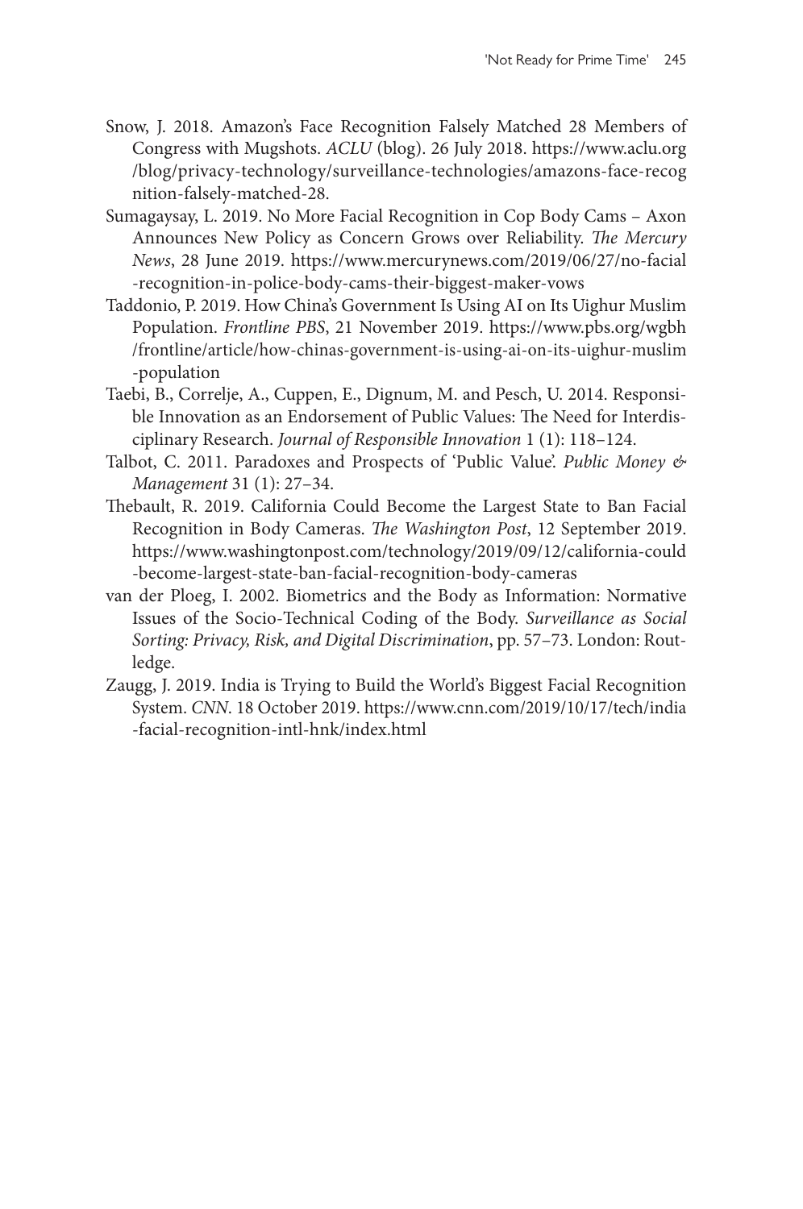Snow, J. 2018. Amazon's Face Recognition Falsely Matched 28 Members of Congress with Mugshots. *ACLU* (blog). 26 July 2018. https://www.aclu.org/blog/privacy-technology/surveillance-technologies/amazons-face-recognition-falsely-matched-28.

Sumagaysay, L. 2019. No More Facial Recognition in Cop Body Cams – Axon Announces New Policy as Concern Grows over Reliability. *The Mercury News*, 28 June 2019. https://www.mercurynews.com/2019/06/27/no-facial-recognition-in-police-body-cams-their-biggest-maker-vows

Taddonio, P. 2019. How China's Government Is Using AI on Its Uighur Muslim Population. *Frontline PBS*, 21 November 2019. https://www.pbs.org/wgbh/frontline/article/how-chinas-government-is-using-ai-on-its-uighur-muslim-population

Taebi, B., Correlje, A., Cuppen, E., Dignum, M. and Pesch, U. 2014. Responsible Innovation as an Endorsement of Public Values: The Need for Interdisciplinary Research. *Journal of Responsible Innovation* 1 (1): 118–124.

Talbot, C. 2011. Paradoxes and Prospects of 'Public Value'. *Public Money & Management* 31 (1): 27–34.

Thebault, R. 2019. California Could Become the Largest State to Ban Facial Recognition in Body Cameras. *The Washington Post*, 12 September 2019. https://www.washingtonpost.com/technology/2019/09/12/california-could-become-largest-state-ban-facial-recognition-body-cameras

van der Ploeg, I. 2002. Biometrics and the Body as Information: Normative Issues of the Socio-Technical Coding of the Body. *Surveillance as Social Sorting: Privacy, Risk, and Digital Discrimination*, pp. 57–73. London: Routledge.

Zaugg, J. 2019. India is Trying to Build the World's Biggest Facial Recognition System. *CNN*. 18 October 2019. https://www.cnn.com/2019/10/17/tech/india-facial-recognition-intl-hnk/index.html